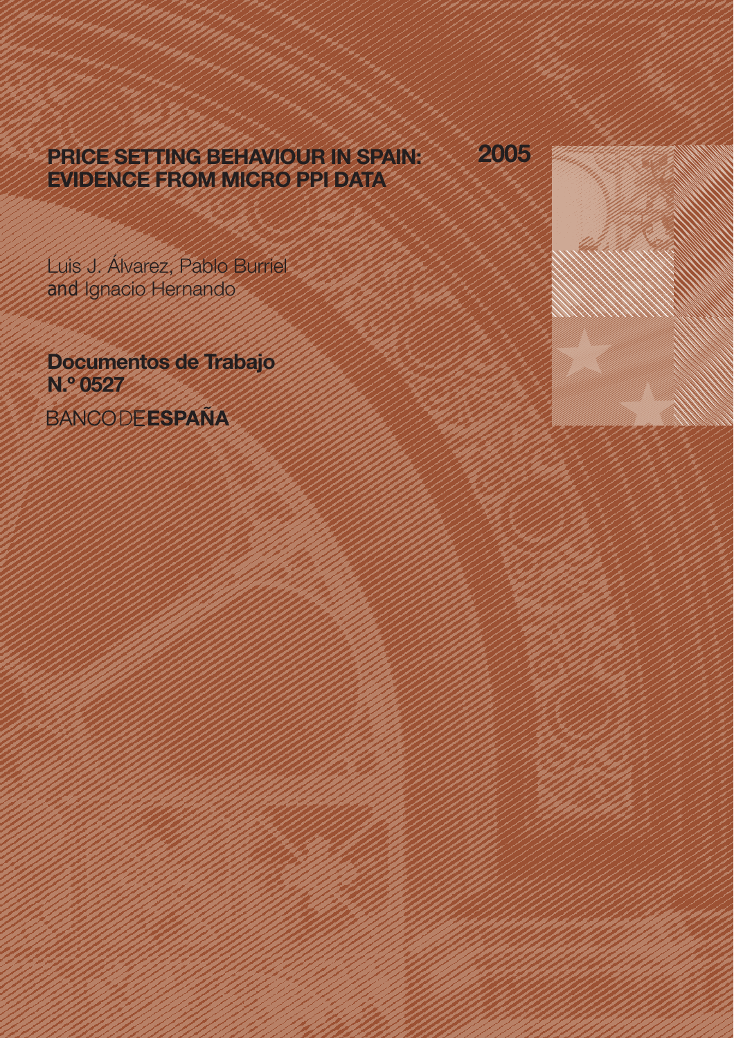# PRICE SETTING BEHAVIOUR IN SPAIN: EVIDENCE FROM MICRO PPI DATA

2005

Luis J. Álvarez, Pablo Burriel and Ignacio Hernando

**Documentos de Trabajo N.º 0527**

BANCO DE **ESPAÑA**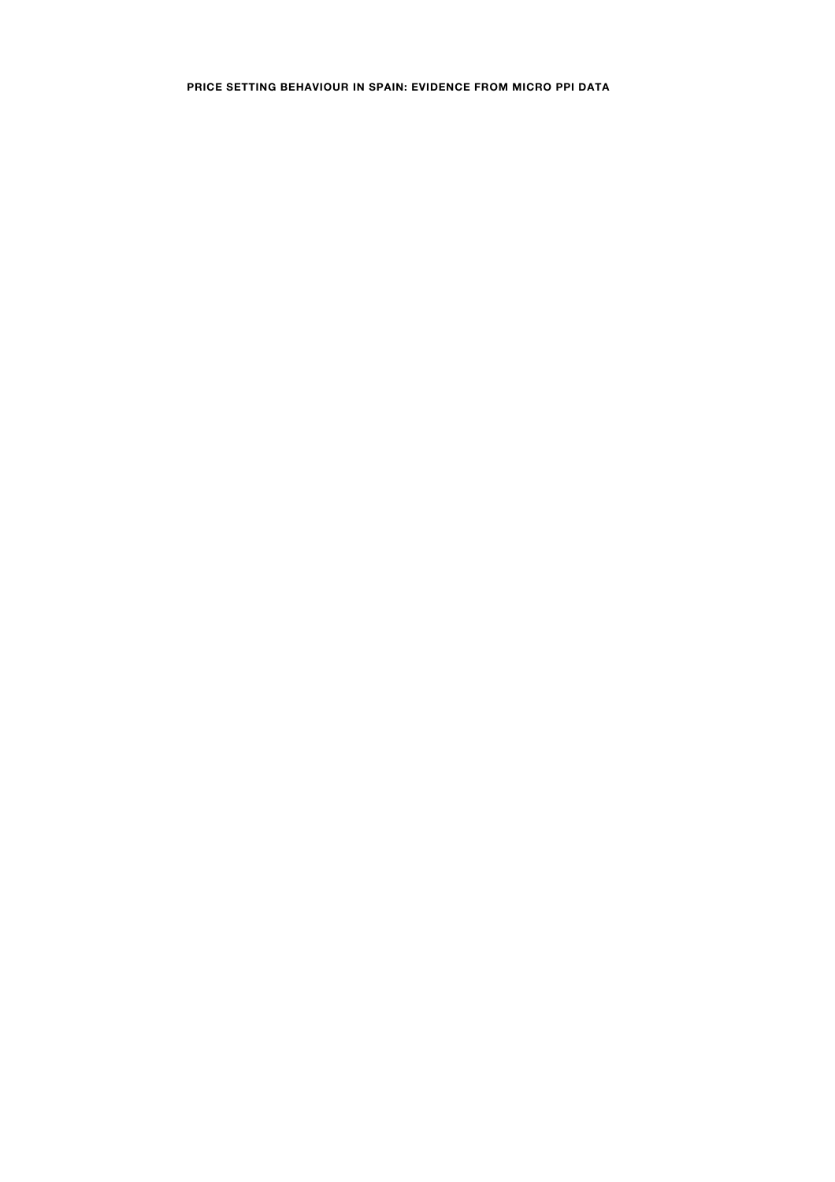**PRICE SETTING BEHAVIOUR IN SPAIN: EVIDENCE FROM MICRO PPI DATA**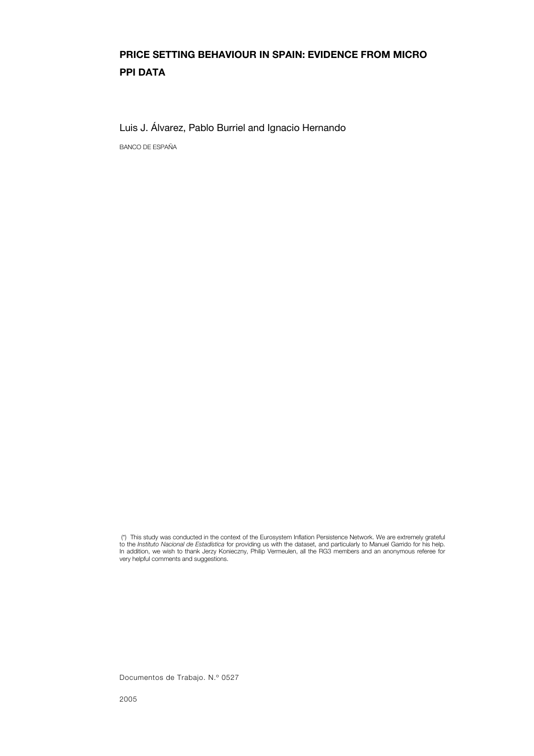# PRICE SETTING BEHAVIOUR IN SPAIN: EVIDENCE FROM MICRO PPI DATA

Luis J. Álvarez, Pablo Burriel and Ignacio Hernando

BANCO DE ESPAÑA

(*) This study was conducted in the context of the Eurosystem Inflation Persistence Network. We are extremely grateful to the *Instituto Nacional de Estadística* for providing us with the dataset, and particularly to Manuel Garrido for his help. In addition, we wish to thank Jerzy Konieczny, Philip Vermeulen, all the RG3 members and an anonymous referee for very helpful comments and suggestions.

Documentos de Trabajo. N.º 0527

2005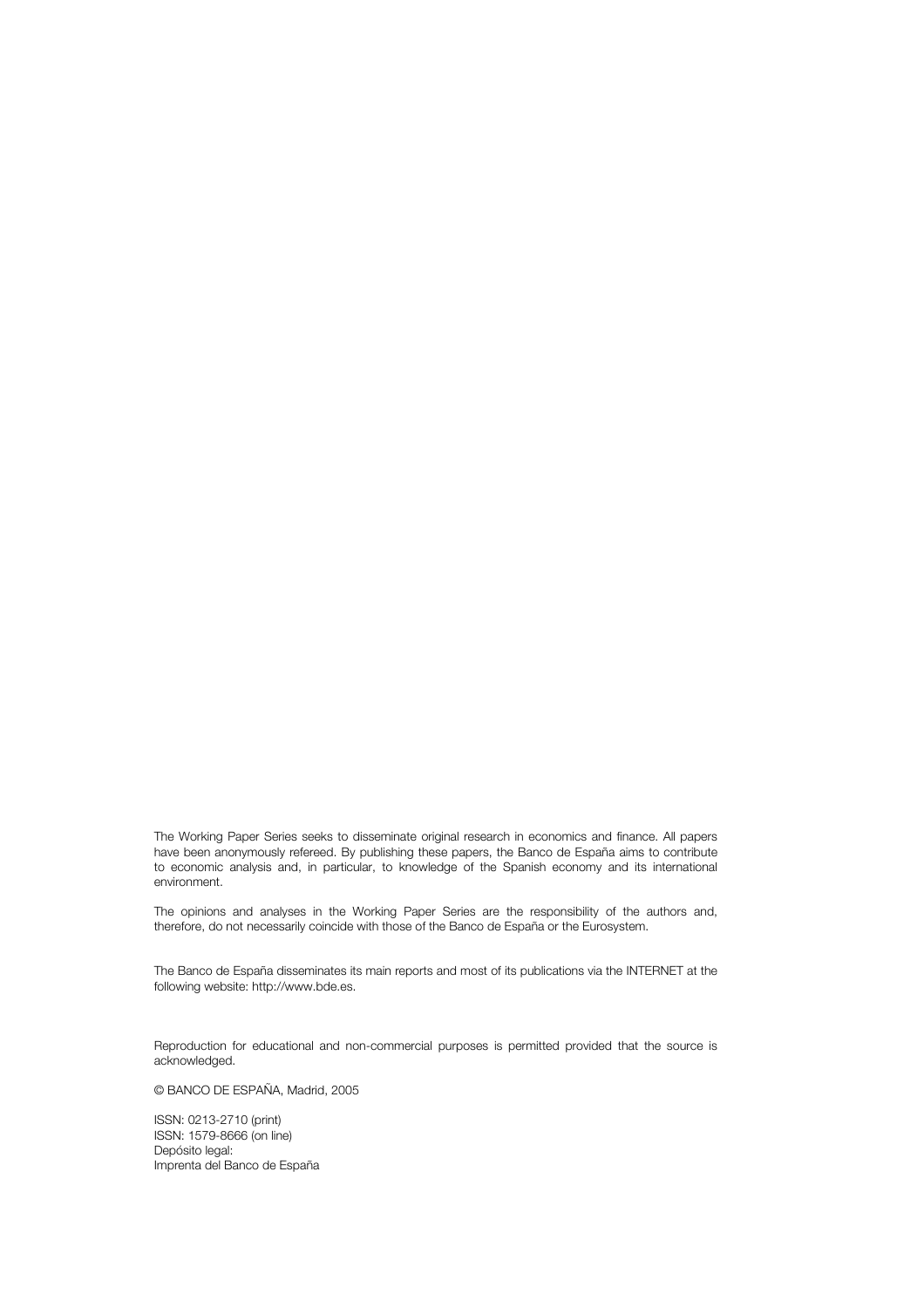The Working Paper Series seeks to disseminate original research in economics and finance. All papers have been anonymously refereed. By publishing these papers, the Banco de España aims to contribute to economic analysis and, in particular, to knowledge of the Spanish economy and its international environment.

The opinions and analyses in the Working Paper Series are the responsibility of the authors and, therefore, do not necessarily coincide with those of the Banco de España or the Eurosystem.

The Banco de España disseminates its main reports and most of its publications via the INTERNET at the following website: http://www.bde.es.

Reproduction for educational and non-commercial purposes is permitted provided that the source is acknowledged.

© BANCO DE ESPAÑA, Madrid, 2005

ISSN: 0213-2710 (print)
ISSN: 1579-8666 (on line)
Depósito legal:
Imprenta del Banco de España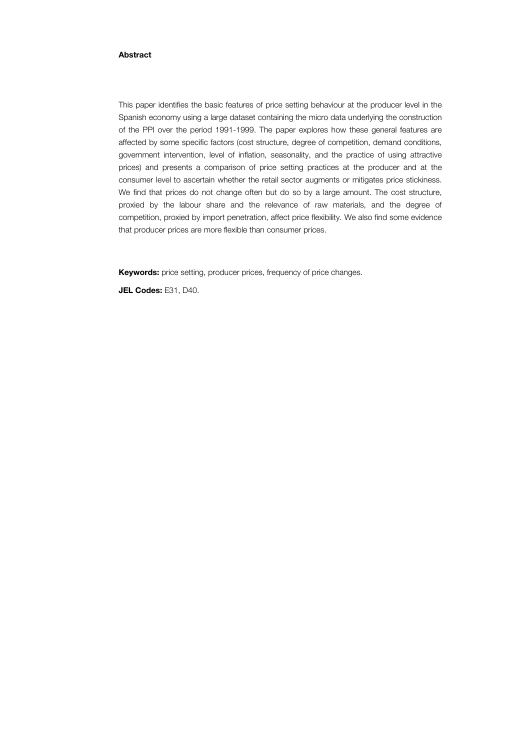**Abstract**

This paper identifies the basic features of price setting behaviour at the producer level in the Spanish economy using a large dataset containing the micro data underlying the construction of the PPI over the period 1991-1999. The paper explores how these general features are affected by some specific factors (cost structure, degree of competition, demand conditions, government intervention, level of inflation, seasonality, and the practice of using attractive prices) and presents a comparison of price setting practices at the producer and at the consumer level to ascertain whether the retail sector augments or mitigates price stickiness. We find that prices do not change often but do so by a large amount. The cost structure, proxied by the labour share and the relevance of raw materials, and the degree of competition, proxied by import penetration, affect price flexibility. We also find some evidence that producer prices are more flexible than consumer prices.

**Keywords:** price setting, producer prices, frequency of price changes.

**JEL Codes:** E31, D40.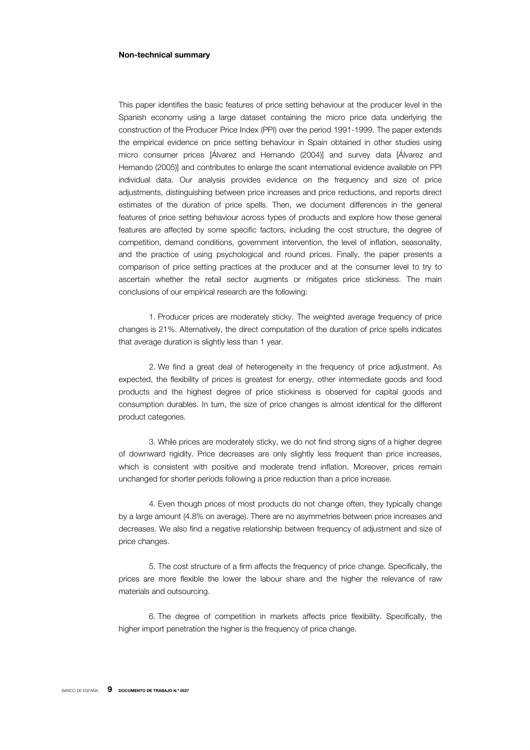**Non-technical summary**

This paper identifies the basic features of price setting behaviour at the producer level in the Spanish economy using a large dataset containing the micro price data underlying the construction of the Producer Price Index (PPI) over the period 1991-1999. The paper extends the empirical evidence on price setting behaviour in Spain obtained in other studies using micro consumer prices [Álvarez and Hernando (2004)] and survey data [Álvarez and Hernando (2005)] and contributes to enlarge the scant international evidence available on PPI individual data. Our analysis provides evidence on the frequency and size of price adjustments, distinguishing between price increases and price reductions, and reports direct estimates of the duration of price spells. Then, we document differences in the general features of price setting behaviour across types of products and explore how these general features are affected by some specific factors, including the cost structure, the degree of competition, demand conditions, government intervention, the level of inflation, seasonality, and the practice of using psychological and round prices. Finally, the paper presents a comparison of price setting practices at the producer and at the consumer level to try to ascertain whether the retail sector augments or mitigates price stickiness. The main conclusions of our empirical research are the following:

1. Producer prices are moderately sticky. The weighted average frequency of price changes is 21%. Alternatively, the direct computation of the duration of price spells indicates that average duration is slightly less than 1 year.

2. We find a great deal of heterogeneity in the frequency of price adjustment. As expected, the flexibility of prices is greatest for energy, other intermediate goods and food products and the highest degree of price stickiness is observed for capital goods and consumption durables. In turn, the size of price changes is almost identical for the different product categories.

3. While prices are moderately sticky, we do not find strong signs of a higher degree of downward rigidity. Price decreases are only slightly less frequent than price increases, which is consistent with positive and moderate trend inflation. Moreover, prices remain unchanged for shorter periods following a price reduction than a price increase.

4. Even though prices of most products do not change often, they typically change by a large amount (4.8% on average). There are no asymmetries between price increases and decreases. We also find a negative relationship between frequency of adjustment and size of price changes.

5. The cost structure of a firm affects the frequency of price change. Specifically, the prices are more flexible the lower the labour share and the higher the relevance of raw materials and outsourcing.

6. The degree of competition in markets affects price flexibility. Specifically, the higher import penetration the higher is the frequency of price change.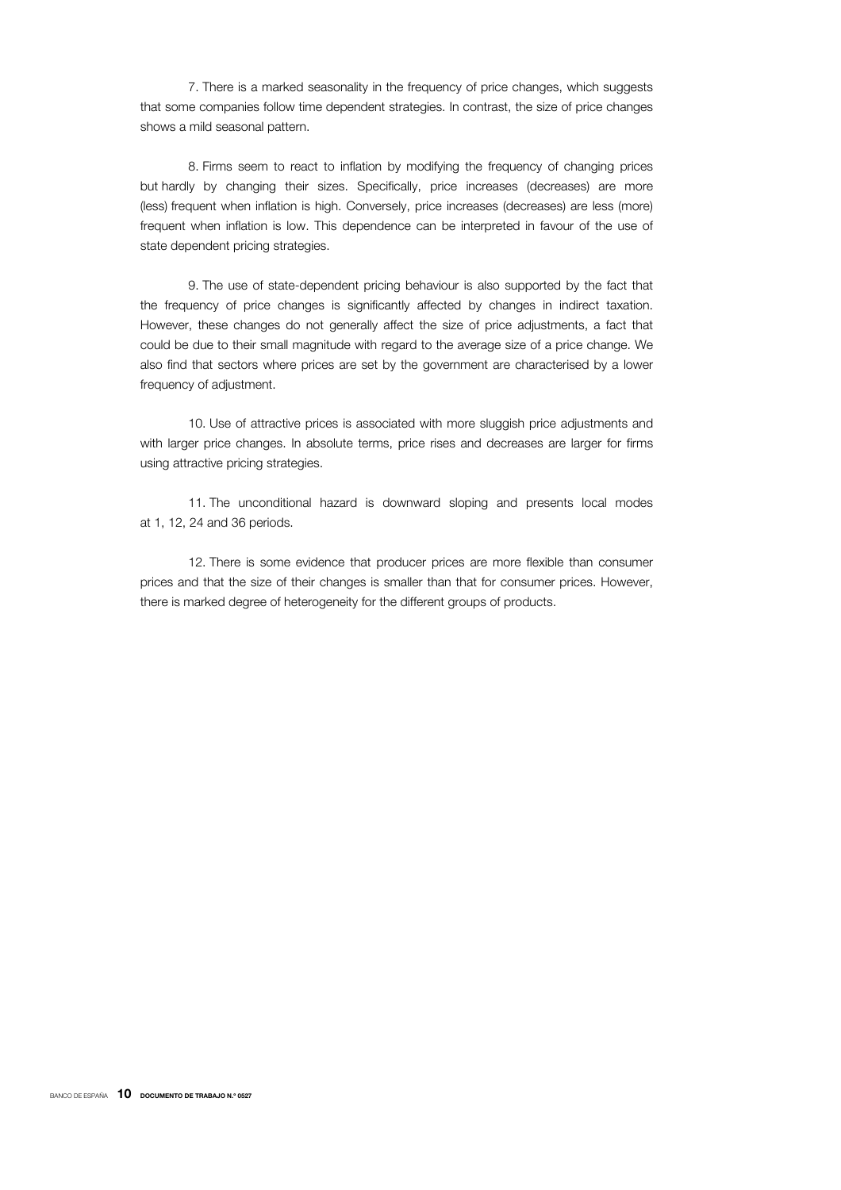7. There is a marked seasonality in the frequency of price changes, which suggests that some companies follow time dependent strategies. In contrast, the size of price changes shows a mild seasonal pattern.

8. Firms seem to react to inflation by modifying the frequency of changing prices but hardly by changing their sizes. Specifically, price increases (decreases) are more (less) frequent when inflation is high. Conversely, price increases (decreases) are less (more) frequent when inflation is low. This dependence can be interpreted in favour of the use of state dependent pricing strategies.

9. The use of state-dependent pricing behaviour is also supported by the fact that the frequency of price changes is significantly affected by changes in indirect taxation. However, these changes do not generally affect the size of price adjustments, a fact that could be due to their small magnitude with regard to the average size of a price change. We also find that sectors where prices are set by the government are characterised by a lower frequency of adjustment.

10. Use of attractive prices is associated with more sluggish price adjustments and with larger price changes. In absolute terms, price rises and decreases are larger for firms using attractive pricing strategies.

11. The unconditional hazard is downward sloping and presents local modes at 1, 12, 24 and 36 periods.

12. There is some evidence that producer prices are more flexible than consumer prices and that the size of their changes is smaller than that for consumer prices. However, there is marked degree of heterogeneity for the different groups of products.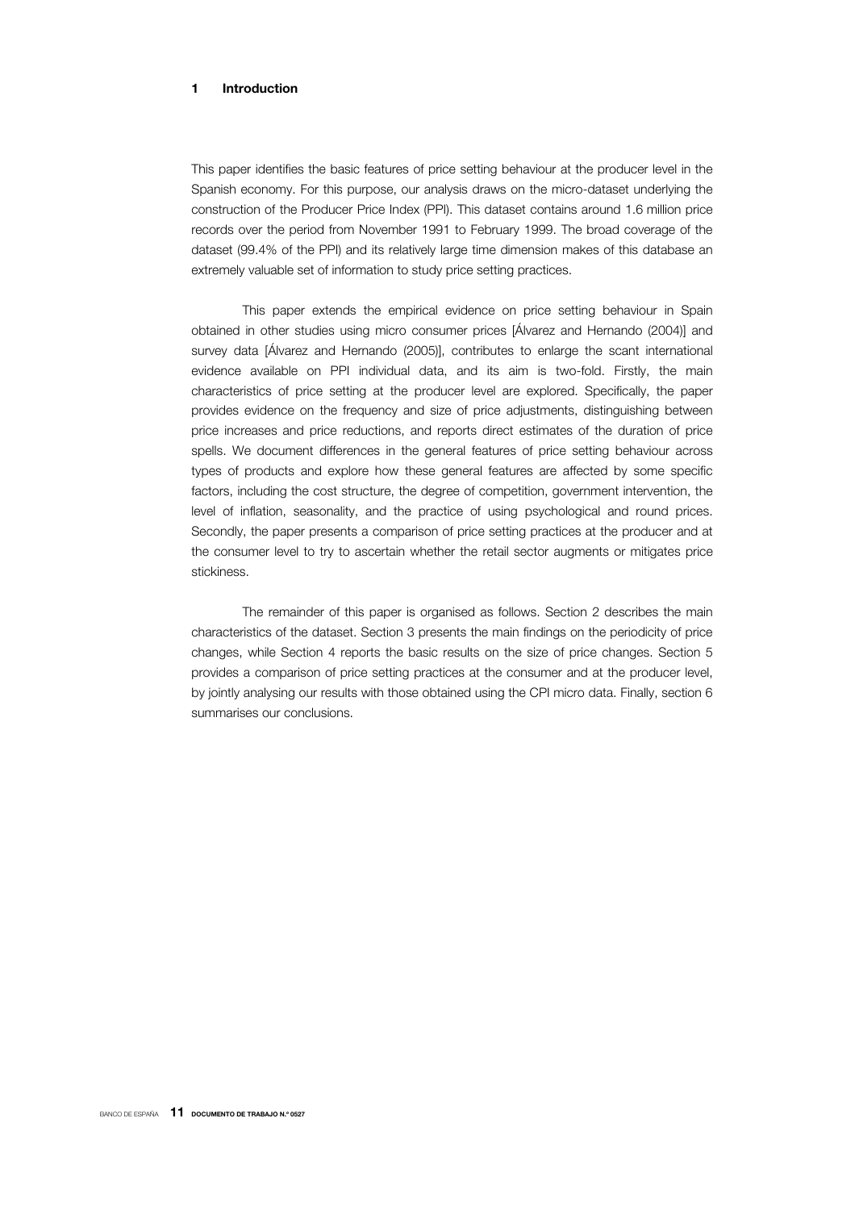# 1 Introduction

This paper identifies the basic features of price setting behaviour at the producer level in the Spanish economy. For this purpose, our analysis draws on the micro-dataset underlying the construction of the Producer Price Index (PPI). This dataset contains around 1.6 million price records over the period from November 1991 to February 1999. The broad coverage of the dataset (99.4% of the PPI) and its relatively large time dimension makes of this database an extremely valuable set of information to study price setting practices.

This paper extends the empirical evidence on price setting behaviour in Spain obtained in other studies using micro consumer prices [Álvarez and Hernando (2004)] and survey data [Álvarez and Hernando (2005)], contributes to enlarge the scant international evidence available on PPI individual data, and its aim is two-fold. Firstly, the main characteristics of price setting at the producer level are explored. Specifically, the paper provides evidence on the frequency and size of price adjustments, distinguishing between price increases and price reductions, and reports direct estimates of the duration of price spells. We document differences in the general features of price setting behaviour across types of products and explore how these general features are affected by some specific factors, including the cost structure, the degree of competition, government intervention, the level of inflation, seasonality, and the practice of using psychological and round prices. Secondly, the paper presents a comparison of price setting practices at the producer and at the consumer level to try to ascertain whether the retail sector augments or mitigates price stickiness.

The remainder of this paper is organised as follows. Section 2 describes the main characteristics of the dataset. Section 3 presents the main findings on the periodicity of price changes, while Section 4 reports the basic results on the size of price changes. Section 5 provides a comparison of price setting practices at the consumer and at the producer level, by jointly analysing our results with those obtained using the CPI micro data. Finally, section 6 summarises our conclusions.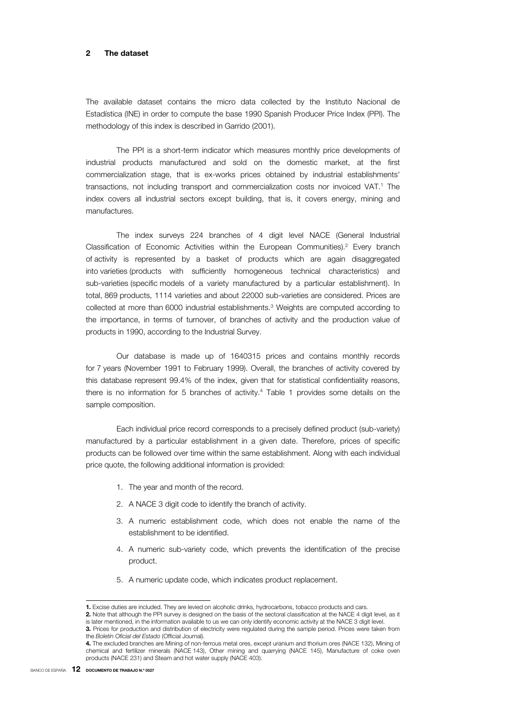## 2 The dataset

The available dataset contains the micro data collected by the Instituto Nacional de Estadística (INE) in order to compute the base 1990 Spanish Producer Price Index (PPI). The methodology of this index is described in Garrido (2001).

The PPI is a short-term indicator which measures monthly price developments of industrial products manufactured and sold on the domestic market, at the first commercialization stage, that is ex-works prices obtained by industrial establishments' transactions, not including transport and commercialization costs nor invoiced VAT.[1] The index covers all industrial sectors except building, that is, it covers energy, mining and manufactures.

The index surveys 224 branches of 4 digit level NACE (General Industrial Classification of Economic Activities within the European Communities).[2] Every branch of activity is represented by a basket of products which are again disaggregated into varieties (products with sufficiently homogeneous technical characteristics) and sub-varieties (specific models of a variety manufactured by a particular establishment). In total, 869 products, 1114 varieties and about 22000 sub-varieties are considered. Prices are collected at more than 6000 industrial establishments.[3] Weights are computed according to the importance, in terms of turnover, of branches of activity and the production value of products in 1990, according to the Industrial Survey.

Our database is made up of 1640315 prices and contains monthly records for 7 years (November 1991 to February 1999). Overall, the branches of activity covered by this database represent 99.4% of the index, given that for statistical confidentiality reasons, there is no information for 5 branches of activity.[4] Table 1 provides some details on the sample composition.

Each individual price record corresponds to a precisely defined product (sub-variety) manufactured by a particular establishment in a given date. Therefore, prices of specific products can be followed over time within the same establishment. Along with each individual price quote, the following additional information is provided:

1. The year and month of the record.
2. A NACE 3 digit code to identify the branch of activity.
3. A numeric establishment code, which does not enable the name of the establishment to be identified.
4. A numeric sub-variety code, which prevents the identification of the precise product.
5. A numeric update code, which indicates product replacement.

---

**1.** Excise duties are included. They are levied on alcoholic drinks, hydrocarbons, tobacco products and cars.

**2.** Note that although the PPI survey is designed on the basis of the sectoral classification at the NACE 4 digit level, as it is later mentioned, in the information available to us we can only identify economic activity at the NACE 3 digit level.

**3.** Prices for production and distribution of electricity were regulated during the sample period. Prices were taken from the *Boletín Oficial del Estado* (Official Journal).

**4.** The excluded branches are Mining of non-ferrous metal ores, except uranium and thorium ores (NACE 132), Mining of chemical and fertilizer minerals (NACE 143), Other mining and quarrying (NACE 145), Manufacture of coke oven products (NACE 231) and Steam and hot water supply (NACE 403).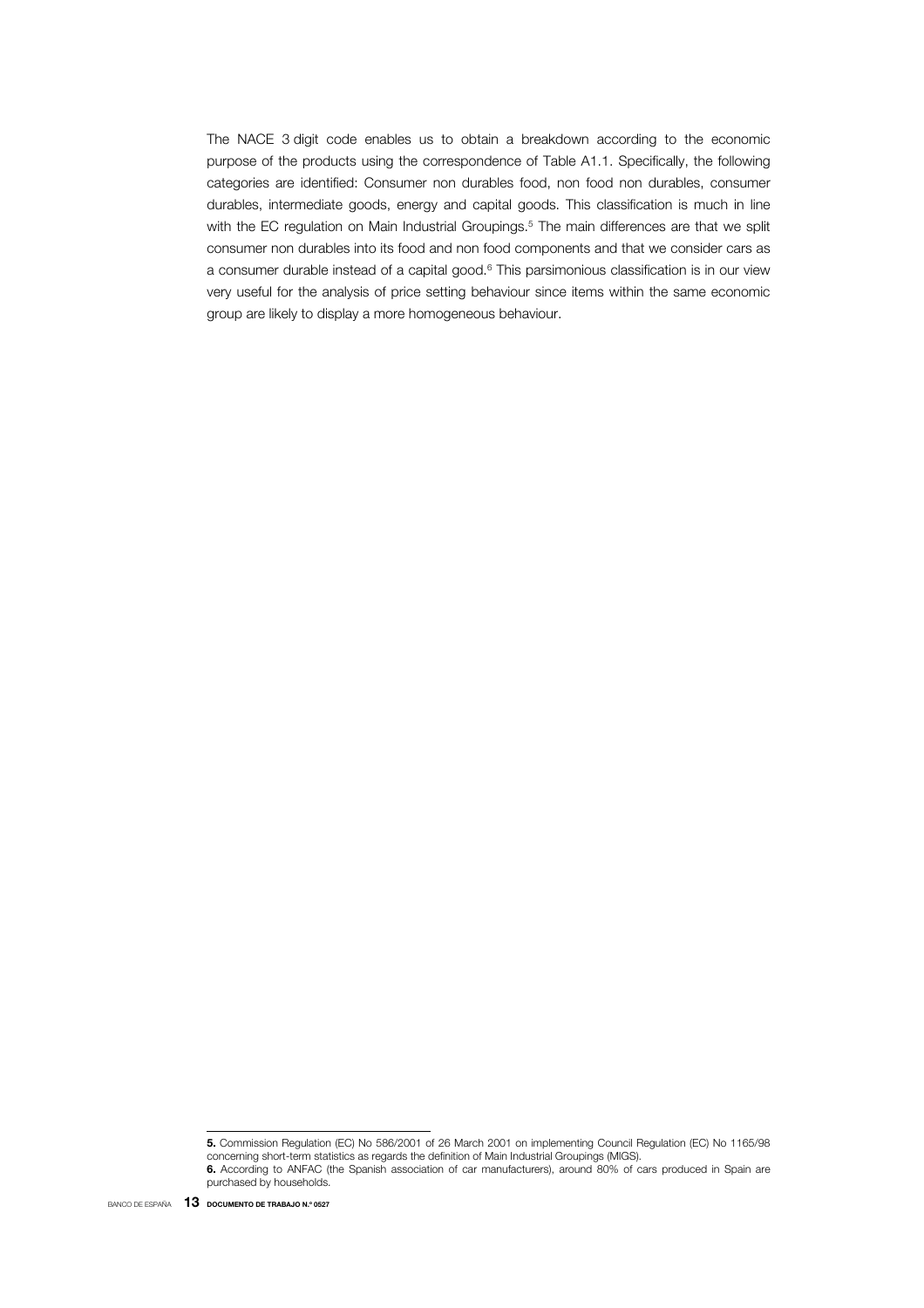The NACE 3 digit code enables us to obtain a breakdown according to the economic purpose of the products using the correspondence of Table A1.1. Specifically, the following categories are identified: Consumer non durables food, non food non durables, consumer durables, intermediate goods, energy and capital goods. This classification is much in line with the EC regulation on Main Industrial Groupings.[5] The main differences are that we split consumer non durables into its food and non food components and that we consider cars as a consumer durable instead of a capital good.[6] This parsimonious classification is in our view very useful for the analysis of price setting behaviour since items within the same economic group are likely to display a more homogeneous behaviour.

---

**5.** Commission Regulation (EC) No 586/2001 of 26 March 2001 on implementing Council Regulation (EC) No 1165/98 concerning short-term statistics as regards the definition of Main Industrial Groupings (MIGS).

**6.** According to ANFAC (the Spanish association of car manufacturers), around 80% of cars produced in Spain are purchased by households.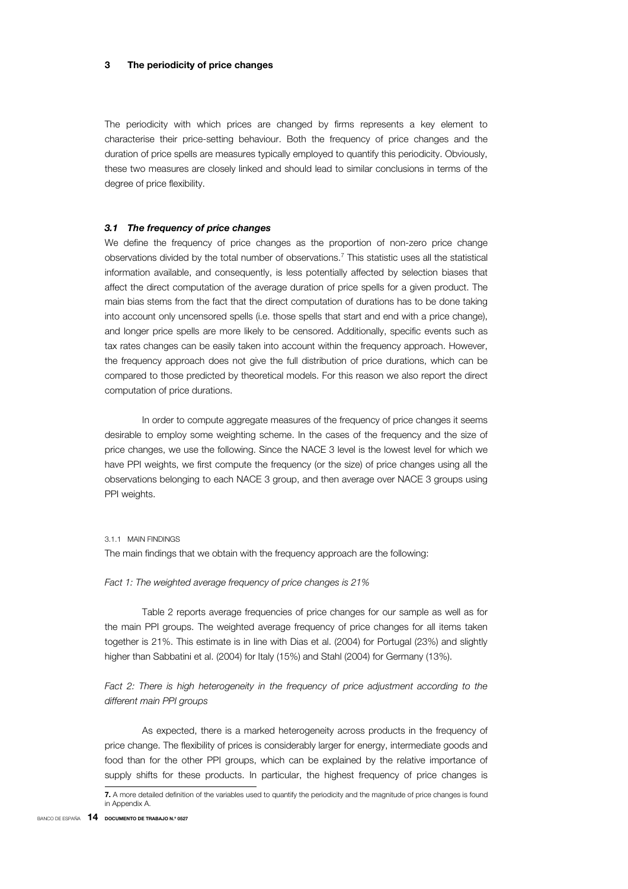## 3 The periodicity of price changes

The periodicity with which prices are changed by firms represents a key element to characterise their price-setting behaviour. Both the frequency of price changes and the duration of price spells are measures typically employed to quantify this periodicity. Obviously, these two measures are closely linked and should lead to similar conclusions in terms of the degree of price flexibility.

### *3.1 The frequency of price changes*

We define the frequency of price changes as the proportion of non-zero price change observations divided by the total number of observations.[7] This statistic uses all the statistical information available, and consequently, is less potentially affected by selection biases that affect the direct computation of the average duration of price spells for a given product. The main bias stems from the fact that the direct computation of durations has to be done taking into account only uncensored spells (i.e. those spells that start and end with a price change), and longer price spells are more likely to be censored. Additionally, specific events such as tax rates changes can be easily taken into account within the frequency approach. However, the frequency approach does not give the full distribution of price durations, which can be compared to those predicted by theoretical models. For this reason we also report the direct computation of price durations.

In order to compute aggregate measures of the frequency of price changes it seems desirable to employ some weighting scheme. In the cases of the frequency and the size of price changes, we use the following. Since the NACE 3 level is the lowest level for which we have PPI weights, we first compute the frequency (or the size) of price changes using all the observations belonging to each NACE 3 group, and then average over NACE 3 groups using PPI weights.

#### 3.1.1 MAIN FINDINGS

The main findings that we obtain with the frequency approach are the following:

*Fact 1: The weighted average frequency of price changes is 21%*

Table 2 reports average frequencies of price changes for our sample as well as for the main PPI groups. The weighted average frequency of price changes for all items taken together is 21%. This estimate is in line with Dias et al. (2004) for Portugal (23%) and slightly higher than Sabbatini et al. (2004) for Italy (15%) and Stahl (2004) for Germany (13%).

*Fact 2: There is high heterogeneity in the frequency of price adjustment according to the different main PPI groups*

As expected, there is a marked heterogeneity across products in the frequency of price change. The flexibility of prices is considerably larger for energy, intermediate goods and food than for the other PPI groups, which can be explained by the relative importance of supply shifts for these products. In particular, the highest frequency of price changes is

**7.** A more detailed definition of the variables used to quantify the periodicity and the magnitude of price changes is found in Appendix A.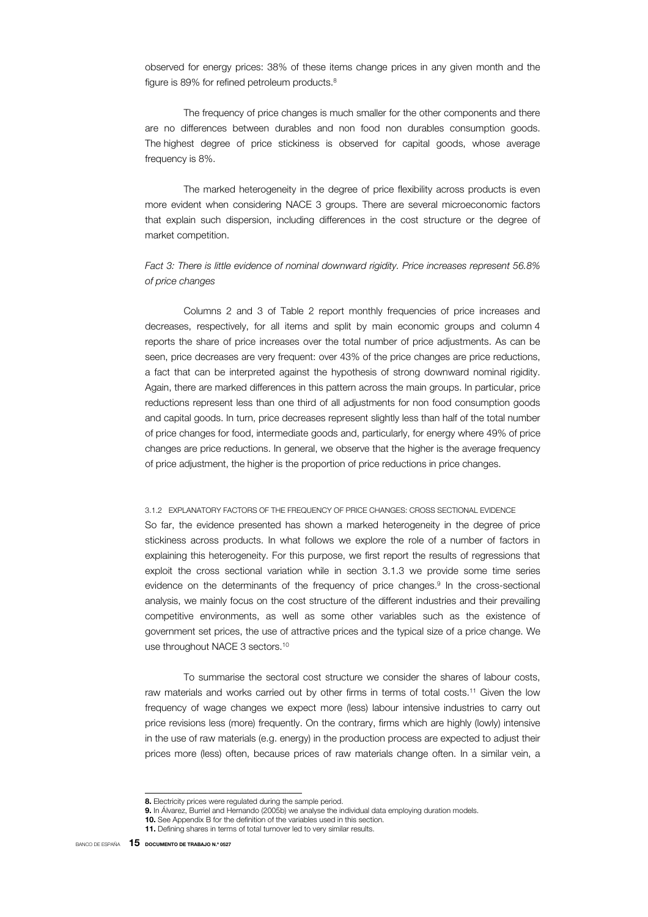observed for energy prices: 38% of these items change prices in any given month and the figure is 89% for refined petroleum products.[8]

The frequency of price changes is much smaller for the other components and there are no differences between durables and non food non durables consumption goods. The highest degree of price stickiness is observed for capital goods, whose average frequency is 8%.

The marked heterogeneity in the degree of price flexibility across products is even more evident when considering NACE 3 groups. There are several microeconomic factors that explain such dispersion, including differences in the cost structure or the degree of market competition.

*Fact 3: There is little evidence of nominal downward rigidity. Price increases represent 56.8% of price changes*

Columns 2 and 3 of Table 2 report monthly frequencies of price increases and decreases, respectively, for all items and split by main economic groups and column 4 reports the share of price increases over the total number of price adjustments. As can be seen, price decreases are very frequent: over 43% of the price changes are price reductions, a fact that can be interpreted against the hypothesis of strong downward nominal rigidity. Again, there are marked differences in this pattern across the main groups. In particular, price reductions represent less than one third of all adjustments for non food consumption goods and capital goods. In turn, price decreases represent slightly less than half of the total number of price changes for food, intermediate goods and, particularly, for energy where 49% of price changes are price reductions. In general, we observe that the higher is the average frequency of price adjustment, the higher is the proportion of price reductions in price changes.

### 3.1.2 EXPLANATORY FACTORS OF THE FREQUENCY OF PRICE CHANGES: CROSS SECTIONAL EVIDENCE

So far, the evidence presented has shown a marked heterogeneity in the degree of price stickiness across products. In what follows we explore the role of a number of factors in explaining this heterogeneity. For this purpose, we first report the results of regressions that exploit the cross sectional variation while in section 3.1.3 we provide some time series evidence on the determinants of the frequency of price changes.[9] In the cross-sectional analysis, we mainly focus on the cost structure of the different industries and their prevailing competitive environments, as well as some other variables such as the existence of government set prices, the use of attractive prices and the typical size of a price change. We use throughout NACE 3 sectors.[10]

To summarise the sectoral cost structure we consider the shares of labour costs, raw materials and works carried out by other firms in terms of total costs.[11] Given the low frequency of wage changes we expect more (less) labour intensive industries to carry out price revisions less (more) frequently. On the contrary, firms which are highly (lowly) intensive in the use of raw materials (e.g. energy) in the production process are expected to adjust their prices more (less) often, because prices of raw materials change often. In a similar vein, a

**8.** Electricity prices were regulated during the sample period.

**9.** In Álvarez, Burriel and Hernando (2005b) we analyse the individual data employing duration models.

**10.** See Appendix B for the definition of the variables used in this section.

**11.** Defining shares in terms of total turnover led to very similar results.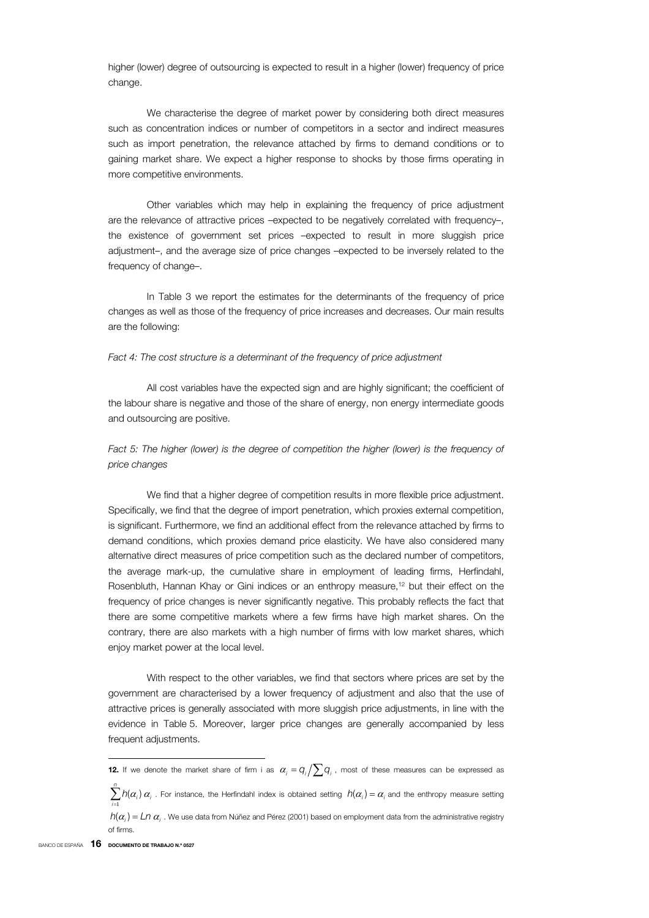higher (lower) degree of outsourcing is expected to result in a higher (lower) frequency of price change.

We characterise the degree of market power by considering both direct measures such as concentration indices or number of competitors in a sector and indirect measures such as import penetration, the relevance attached by firms to demand conditions or to gaining market share. We expect a higher response to shocks by those firms operating in more competitive environments.

Other variables which may help in explaining the frequency of price adjustment are the relevance of attractive prices –expected to be negatively correlated with frequency–, the existence of government set prices –expected to result in more sluggish price adjustment–, and the average size of price changes –expected to be inversely related to the frequency of change–.

In Table 3 we report the estimates for the determinants of the frequency of price changes as well as those of the frequency of price increases and decreases. Our main results are the following:

*Fact 4: The cost structure is a determinant of the frequency of price adjustment*

All cost variables have the expected sign and are highly significant; the coefficient of the labour share is negative and those of the share of energy, non energy intermediate goods and outsourcing are positive.

*Fact 5: The higher (lower) is the degree of competition the higher (lower) is the frequency of price changes*

We find that a higher degree of competition results in more flexible price adjustment. Specifically, we find that the degree of import penetration, which proxies external competition, is significant. Furthermore, we find an additional effect from the relevance attached by firms to demand conditions, which proxies demand price elasticity. We have also considered many alternative direct measures of price competition such as the declared number of competitors, the average mark-up, the cumulative share in employment of leading firms, Herfindahl, Rosenbluth, Hannan Khay or Gini indices or an enthropy measure,[12] but their effect on the frequency of price changes is never significantly negative. This probably reflects the fact that there are some competitive markets where a few firms have high market shares. On the contrary, there are also markets with a high number of firms with low market shares, which enjoy market power at the local level.

With respect to the other variables, we find that sectors where prices are set by the government are characterised by a lower frequency of adjustment and also that the use of attractive prices is generally associated with more sluggish price adjustments, in line with the evidence in Table 5. Moreover, larger price changes are generally accompanied by less frequent adjustments.

---

**12.** If we denote the market share of firm i as $\alpha_i = q_i / \sum q_i$, most of these measures can be expressed as $\sum_{i=1}^{n} h(\alpha_i)\,\alpha_i$. For instance, the Herfindahl index is obtained setting $h(\alpha_i) = \alpha_i$ and the enthropy measure setting $h(\alpha_i) = Ln\,\alpha_i$. We use data from Núñez and Pérez (2001) based on employment data from the administrative registry of firms.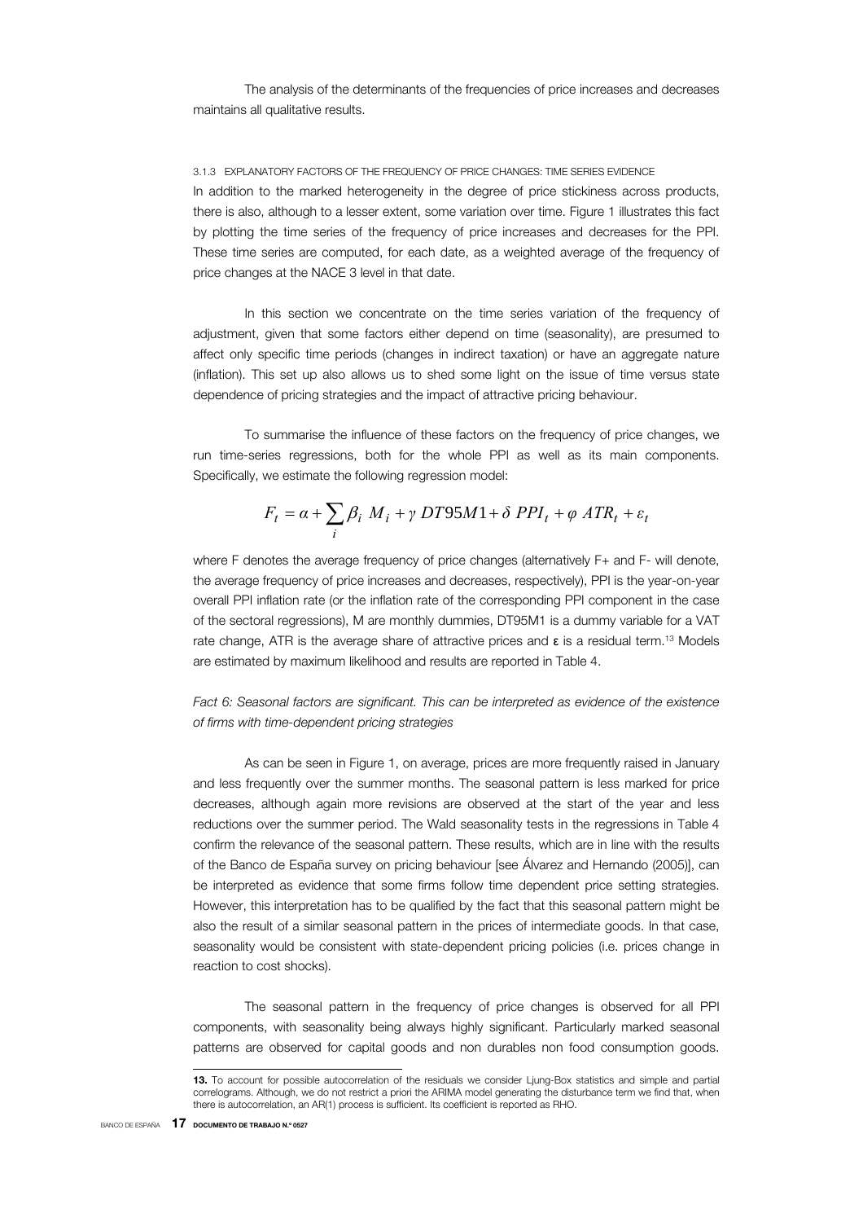The analysis of the determinants of the frequencies of price increases and decreases maintains all qualitative results.

### 3.1.3 EXPLANATORY FACTORS OF THE FREQUENCY OF PRICE CHANGES: TIME SERIES EVIDENCE

In addition to the marked heterogeneity in the degree of price stickiness across products, there is also, although to a lesser extent, some variation over time. Figure 1 illustrates this fact by plotting the time series of the frequency of price increases and decreases for the PPI. These time series are computed, for each date, as a weighted average of the frequency of price changes at the NACE 3 level in that date.

In this section we concentrate on the time series variation of the frequency of adjustment, given that some factors either depend on time (seasonality), are presumed to affect only specific time periods (changes in indirect taxation) or have an aggregate nature (inflation). This set up also allows us to shed some light on the issue of time versus state dependence of pricing strategies and the impact of attractive pricing behaviour.

To summarise the influence of these factors on the frequency of price changes, we run time-series regressions, both for the whole PPI as well as its main components. Specifically, we estimate the following regression model:

$$F_t = \alpha + \sum_i \beta_i \ M_i + \gamma \ DT95M1 + \delta \ PPI_t + \varphi \ ATR_t + \varepsilon_t$$

where F denotes the average frequency of price changes (alternatively F+ and F- will denote, the average frequency of price increases and decreases, respectively), PPI is the year-on-year overall PPI inflation rate (or the inflation rate of the corresponding PPI component in the case of the sectoral regressions), M are monthly dummies, DT95M1 is a dummy variable for a VAT rate change, ATR is the average share of attractive prices and $\varepsilon$ is a residual term.[13] Models are estimated by maximum likelihood and results are reported in Table 4.

*Fact 6: Seasonal factors are significant. This can be interpreted as evidence of the existence of firms with time-dependent pricing strategies*

As can be seen in Figure 1, on average, prices are more frequently raised in January and less frequently over the summer months. The seasonal pattern is less marked for price decreases, although again more revisions are observed at the start of the year and less reductions over the summer period. The Wald seasonality tests in the regressions in Table 4 confirm the relevance of the seasonal pattern. These results, which are in line with the results of the Banco de España survey on pricing behaviour [see Álvarez and Hernando (2005)], can be interpreted as evidence that some firms follow time dependent price setting strategies. However, this interpretation has to be qualified by the fact that this seasonal pattern might be also the result of a similar seasonal pattern in the prices of intermediate goods. In that case, seasonality would be consistent with state-dependent pricing policies (i.e. prices change in reaction to cost shocks).

The seasonal pattern in the frequency of price changes is observed for all PPI components, with seasonality being always highly significant. Particularly marked seasonal patterns are observed for capital goods and non durables non food consumption goods.

---

**13.** To account for possible autocorrelation of the residuals we consider Ljung-Box statistics and simple and partial correlograms. Although, we do not restrict a priori the ARIMA model generating the disturbance term we find that, when there is autocorrelation, an AR(1) process is sufficient. Its coefficient is reported as RHO.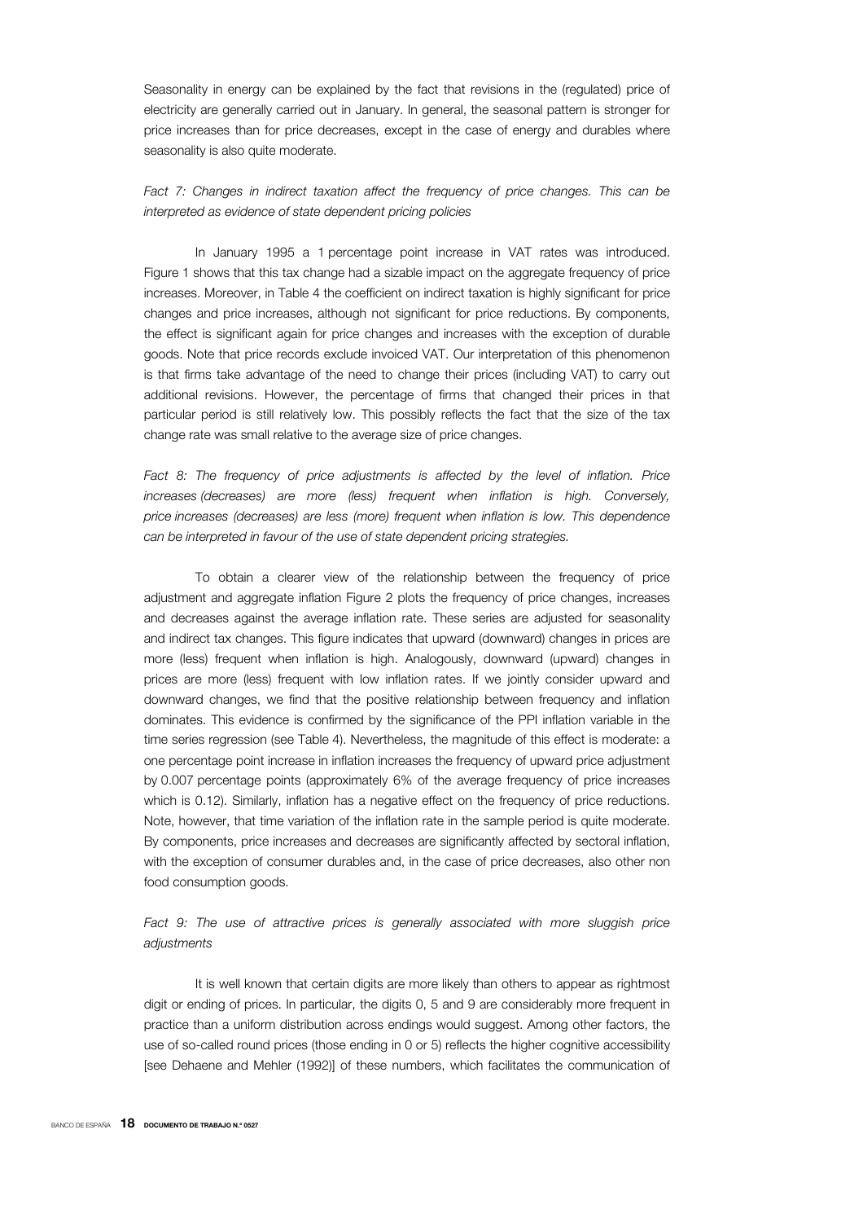Seasonality in energy can be explained by the fact that revisions in the (regulated) price of electricity are generally carried out in January. In general, the seasonal pattern is stronger for price increases than for price decreases, except in the case of energy and durables where seasonality is also quite moderate.

*Fact 7: Changes in indirect taxation affect the frequency of price changes. This can be interpreted as evidence of state dependent pricing policies*

In January 1995 a 1 percentage point increase in VAT rates was introduced. Figure 1 shows that this tax change had a sizable impact on the aggregate frequency of price increases. Moreover, in Table 4 the coefficient on indirect taxation is highly significant for price changes and price increases, although not significant for price reductions. By components, the effect is significant again for price changes and increases with the exception of durable goods. Note that price records exclude invoiced VAT. Our interpretation of this phenomenon is that firms take advantage of the need to change their prices (including VAT) to carry out additional revisions. However, the percentage of firms that changed their prices in that particular period is still relatively low. This possibly reflects the fact that the size of the tax change rate was small relative to the average size of price changes.

*Fact 8: The frequency of price adjustments is affected by the level of inflation. Price increases (decreases) are more (less) frequent when inflation is high. Conversely, price increases (decreases) are less (more) frequent when inflation is low. This dependence can be interpreted in favour of the use of state dependent pricing strategies.*

To obtain a clearer view of the relationship between the frequency of price adjustment and aggregate inflation Figure 2 plots the frequency of price changes, increases and decreases against the average inflation rate. These series are adjusted for seasonality and indirect tax changes. This figure indicates that upward (downward) changes in prices are more (less) frequent when inflation is high. Analogously, downward (upward) changes in prices are more (less) frequent with low inflation rates. If we jointly consider upward and downward changes, we find that the positive relationship between frequency and inflation dominates. This evidence is confirmed by the significance of the PPI inflation variable in the time series regression (see Table 4). Nevertheless, the magnitude of this effect is moderate: a one percentage point increase in inflation increases the frequency of upward price adjustment by 0.007 percentage points (approximately 6% of the average frequency of price increases which is 0.12). Similarly, inflation has a negative effect on the frequency of price reductions. Note, however, that time variation of the inflation rate in the sample period is quite moderate. By components, price increases and decreases are significantly affected by sectoral inflation, with the exception of consumer durables and, in the case of price decreases, also other non food consumption goods.

*Fact 9: The use of attractive prices is generally associated with more sluggish price adjustments*

It is well known that certain digits are more likely than others to appear as rightmost digit or ending of prices. In particular, the digits 0, 5 and 9 are considerably more frequent in practice than a uniform distribution across endings would suggest. Among other factors, the use of so-called round prices (those ending in 0 or 5) reflects the higher cognitive accessibility [see Dehaene and Mehler (1992)] of these numbers, which facilitates the communication of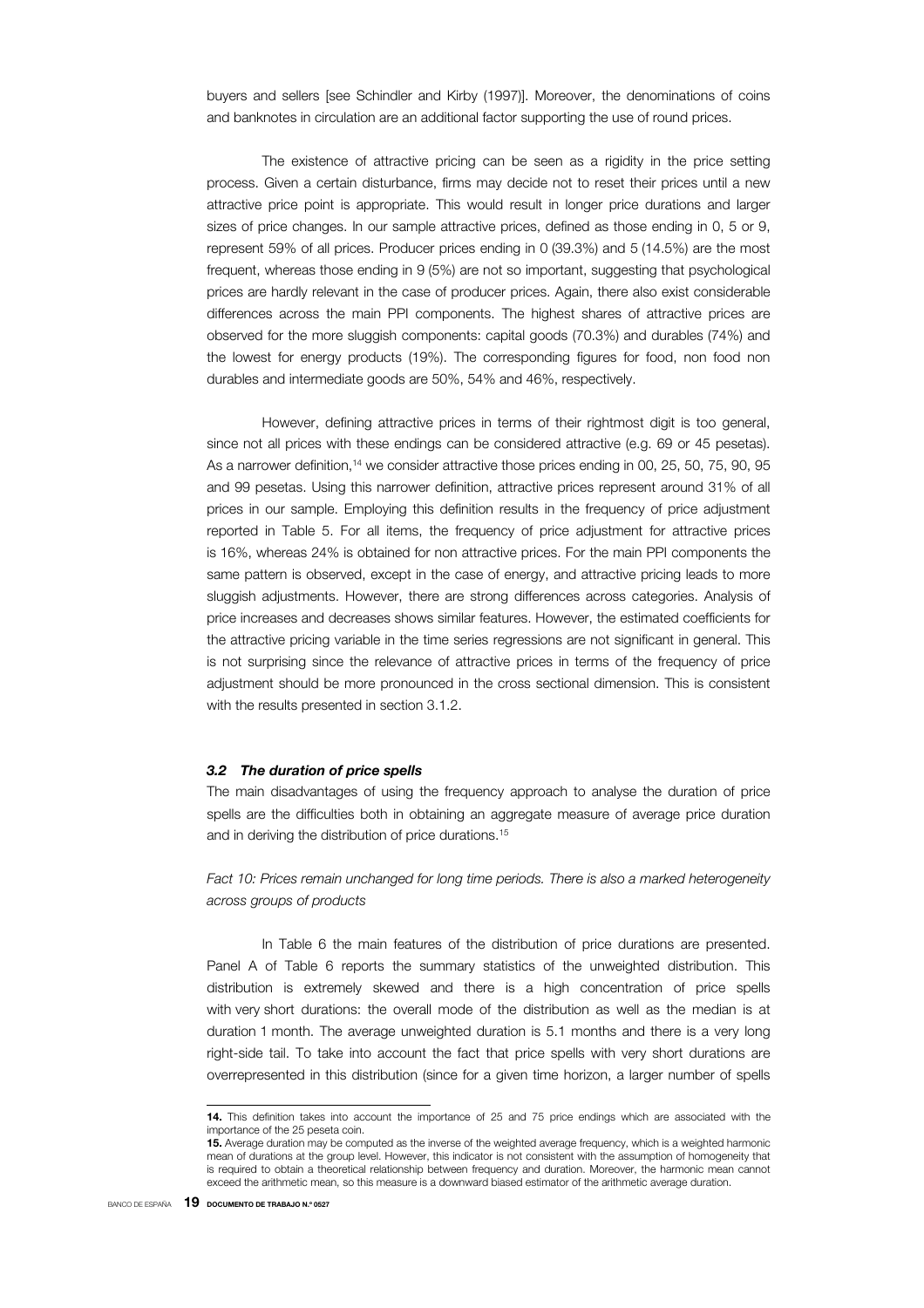buyers and sellers [see Schindler and Kirby (1997)]. Moreover, the denominations of coins and banknotes in circulation are an additional factor supporting the use of round prices.

The existence of attractive pricing can be seen as a rigidity in the price setting process. Given a certain disturbance, firms may decide not to reset their prices until a new attractive price point is appropriate. This would result in longer price durations and larger sizes of price changes. In our sample attractive prices, defined as those ending in 0, 5 or 9, represent 59% of all prices. Producer prices ending in 0 (39.3%) and 5 (14.5%) are the most frequent, whereas those ending in 9 (5%) are not so important, suggesting that psychological prices are hardly relevant in the case of producer prices. Again, there also exist considerable differences across the main PPI components. The highest shares of attractive prices are observed for the more sluggish components: capital goods (70.3%) and durables (74%) and the lowest for energy products (19%). The corresponding figures for food, non food non durables and intermediate goods are 50%, 54% and 46%, respectively.

However, defining attractive prices in terms of their rightmost digit is too general, since not all prices with these endings can be considered attractive (e.g. 69 or 45 pesetas). As a narrower definition,[14] we consider attractive those prices ending in 00, 25, 50, 75, 90, 95 and 99 pesetas. Using this narrower definition, attractive prices represent around 31% of all prices in our sample. Employing this definition results in the frequency of price adjustment reported in Table 5. For all items, the frequency of price adjustment for attractive prices is 16%, whereas 24% is obtained for non attractive prices. For the main PPI components the same pattern is observed, except in the case of energy, and attractive pricing leads to more sluggish adjustments. However, there are strong differences across categories. Analysis of price increases and decreases shows similar features. However, the estimated coefficients for the attractive pricing variable in the time series regressions are not significant in general. This is not surprising since the relevance of attractive prices in terms of the frequency of price adjustment should be more pronounced in the cross sectional dimension. This is consistent with the results presented in section 3.1.2.

### *3.2 The duration of price spells*

The main disadvantages of using the frequency approach to analyse the duration of price spells are the difficulties both in obtaining an aggregate measure of average price duration and in deriving the distribution of price durations.[15]

*Fact 10: Prices remain unchanged for long time periods. There is also a marked heterogeneity across groups of products*

In Table 6 the main features of the distribution of price durations are presented. Panel A of Table 6 reports the summary statistics of the unweighted distribution. This distribution is extremely skewed and there is a high concentration of price spells with very short durations: the overall mode of the distribution as well as the median is at duration 1 month. The average unweighted duration is 5.1 months and there is a very long right-side tail. To take into account the fact that price spells with very short durations are overrepresented in this distribution (since for a given time horizon, a larger number of spells

---

**14.** This definition takes into account the importance of 25 and 75 price endings which are associated with the importance of the 25 peseta coin.

**15.** Average duration may be computed as the inverse of the weighted average frequency, which is a weighted harmonic mean of durations at the group level. However, this indicator is not consistent with the assumption of homogeneity that is required to obtain a theoretical relationship between frequency and duration. Moreover, the harmonic mean cannot exceed the arithmetic mean, so this measure is a downward biased estimator of the arithmetic average duration.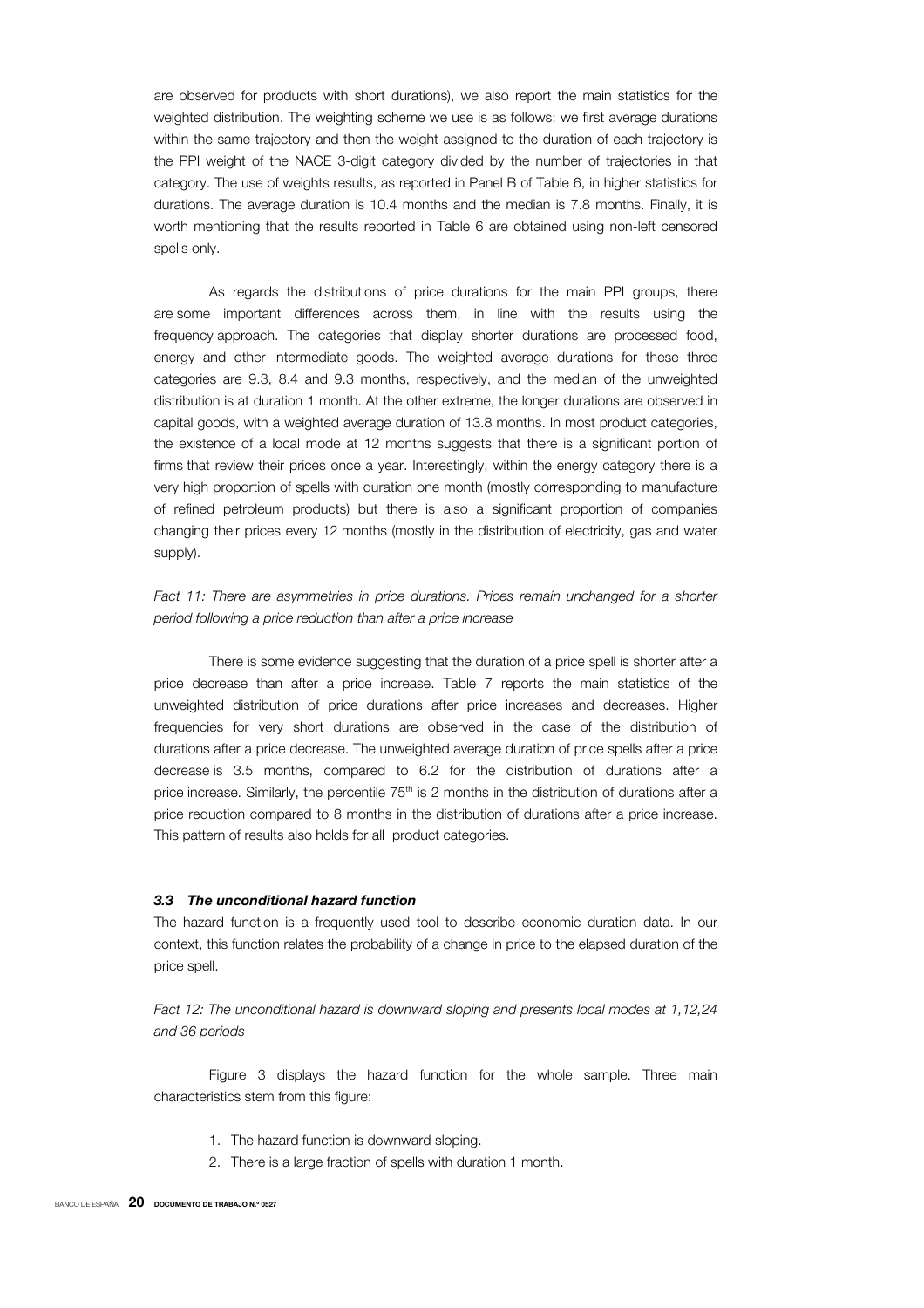are observed for products with short durations), we also report the main statistics for the weighted distribution. The weighting scheme we use is as follows: we first average durations within the same trajectory and then the weight assigned to the duration of each trajectory is the PPI weight of the NACE 3-digit category divided by the number of trajectories in that category. The use of weights results, as reported in Panel B of Table 6, in higher statistics for durations. The average duration is 10.4 months and the median is 7.8 months. Finally, it is worth mentioning that the results reported in Table 6 are obtained using non-left censored spells only.

As regards the distributions of price durations for the main PPI groups, there are some important differences across them, in line with the results using the frequency approach. The categories that display shorter durations are processed food, energy and other intermediate goods. The weighted average durations for these three categories are 9.3, 8.4 and 9.3 months, respectively, and the median of the unweighted distribution is at duration 1 month. At the other extreme, the longer durations are observed in capital goods, with a weighted average duration of 13.8 months. In most product categories, the existence of a local mode at 12 months suggests that there is a significant portion of firms that review their prices once a year. Interestingly, within the energy category there is a very high proportion of spells with duration one month (mostly corresponding to manufacture of refined petroleum products) but there is also a significant proportion of companies changing their prices every 12 months (mostly in the distribution of electricity, gas and water supply).

*Fact 11: There are asymmetries in price durations. Prices remain unchanged for a shorter period following a price reduction than after a price increase*

There is some evidence suggesting that the duration of a price spell is shorter after a price decrease than after a price increase. Table 7 reports the main statistics of the unweighted distribution of price durations after price increases and decreases. Higher frequencies for very short durations are observed in the case of the distribution of durations after a price decrease. The unweighted average duration of price spells after a price decrease is 3.5 months, compared to 6.2 for the distribution of durations after a price increase. Similarly, the percentile 75th is 2 months in the distribution of durations after a price reduction compared to 8 months in the distribution of durations after a price increase. This pattern of results also holds for all product categories.

### *3.3 The unconditional hazard function*

The hazard function is a frequently used tool to describe economic duration data. In our context, this function relates the probability of a change in price to the elapsed duration of the price spell.

*Fact 12: The unconditional hazard is downward sloping and presents local modes at 1,12,24 and 36 periods*

Figure 3 displays the hazard function for the whole sample. Three main characteristics stem from this figure:

1. The hazard function is downward sloping.
2. There is a large fraction of spells with duration 1 month.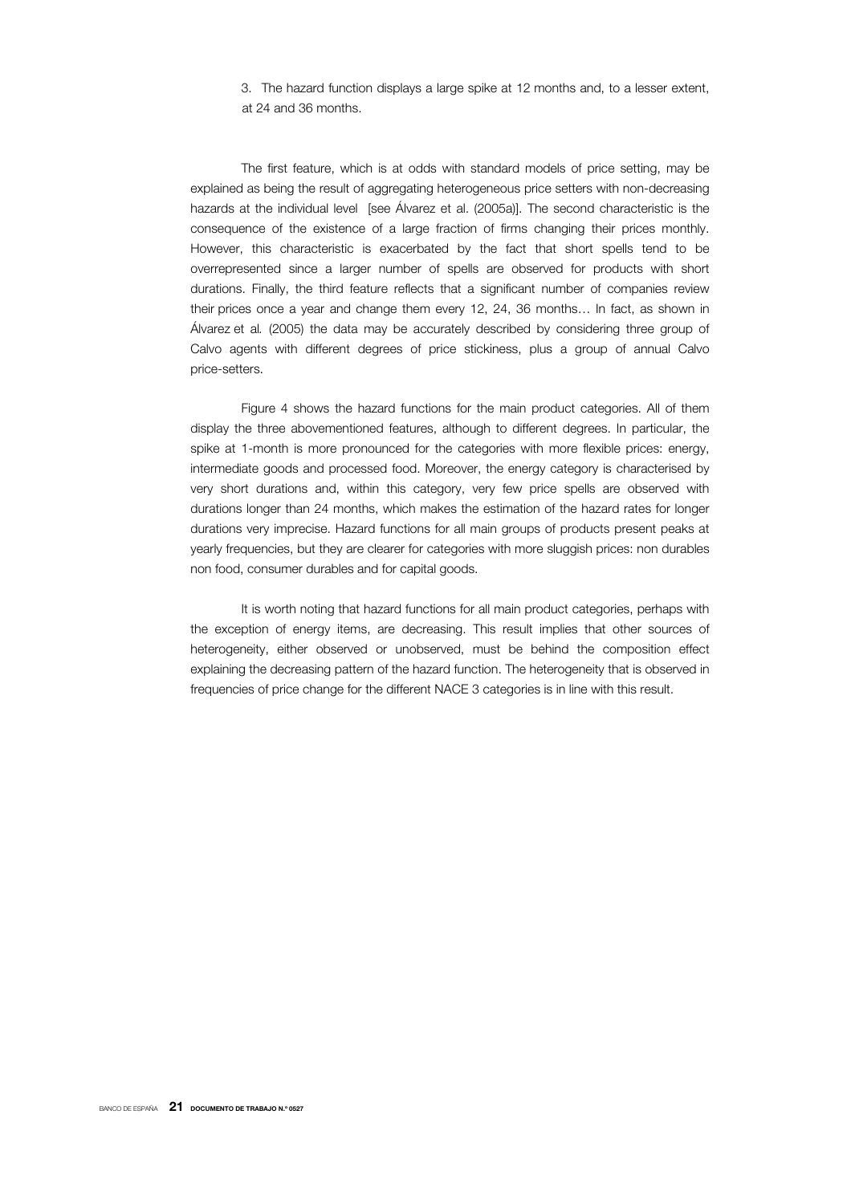3. The hazard function displays a large spike at 12 months and, to a lesser extent, at 24 and 36 months.

The first feature, which is at odds with standard models of price setting, may be explained as being the result of aggregating heterogeneous price setters with non-decreasing hazards at the individual level [see Álvarez et al. (2005a)]. The second characteristic is the consequence of the existence of a large fraction of firms changing their prices monthly. However, this characteristic is exacerbated by the fact that short spells tend to be overrepresented since a larger number of spells are observed for products with short durations. Finally, the third feature reflects that a significant number of companies review their prices once a year and change them every 12, 24, 36 months… In fact, as shown in Álvarez et al*.* (2005) the data may be accurately described by considering three group of Calvo agents with different degrees of price stickiness, plus a group of annual Calvo price-setters.

Figure 4 shows the hazard functions for the main product categories. All of them display the three abovementioned features, although to different degrees. In particular, the spike at 1-month is more pronounced for the categories with more flexible prices: energy, intermediate goods and processed food. Moreover, the energy category is characterised by very short durations and, within this category, very few price spells are observed with durations longer than 24 months, which makes the estimation of the hazard rates for longer durations very imprecise. Hazard functions for all main groups of products present peaks at yearly frequencies, but they are clearer for categories with more sluggish prices: non durables non food, consumer durables and for capital goods.

It is worth noting that hazard functions for all main product categories, perhaps with the exception of energy items, are decreasing. This result implies that other sources of heterogeneity, either observed or unobserved, must be behind the composition effect explaining the decreasing pattern of the hazard function. The heterogeneity that is observed in frequencies of price change for the different NACE 3 categories is in line with this result.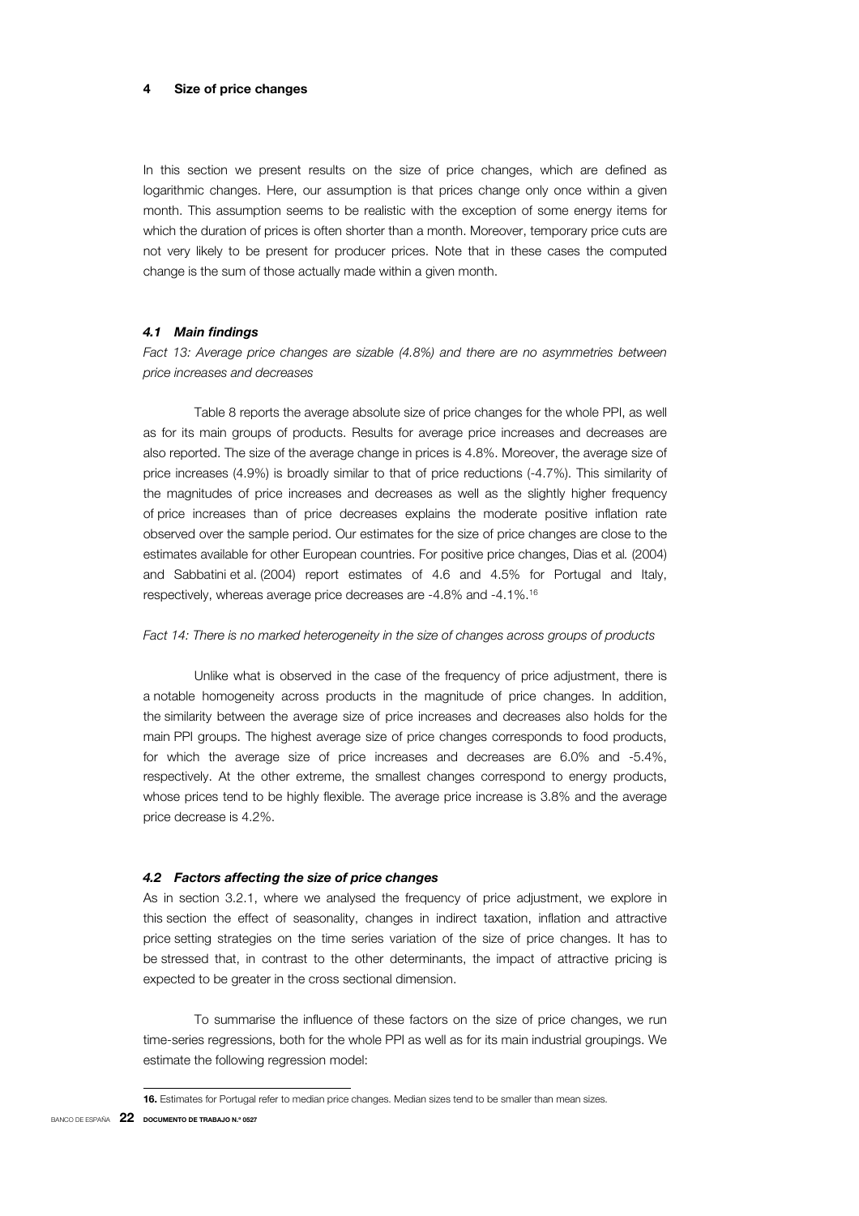## 4 Size of price changes

In this section we present results on the size of price changes, which are defined as logarithmic changes. Here, our assumption is that prices change only once within a given month. This assumption seems to be realistic with the exception of some energy items for which the duration of prices is often shorter than a month. Moreover, temporary price cuts are not very likely to be present for producer prices. Note that in these cases the computed change is the sum of those actually made within a given month.

### 4.1 Main findings

*Fact 13: Average price changes are sizable (4.8%) and there are no asymmetries between price increases and decreases*

Table 8 reports the average absolute size of price changes for the whole PPI, as well as for its main groups of products. Results for average price increases and decreases are also reported. The size of the average change in prices is 4.8%. Moreover, the average size of price increases (4.9%) is broadly similar to that of price reductions (-4.7%). This similarity of the magnitudes of price increases and decreases as well as the slightly higher frequency of price increases than of price decreases explains the moderate positive inflation rate observed over the sample period. Our estimates for the size of price changes are close to the estimates available for other European countries. For positive price changes, Dias et al. (2004) and Sabbatini et al. (2004) report estimates of 4.6 and 4.5% for Portugal and Italy, respectively, whereas average price decreases are -4.8% and -4.1%.[16]

*Fact 14: There is no marked heterogeneity in the size of changes across groups of products*

Unlike what is observed in the case of the frequency of price adjustment, there is a notable homogeneity across products in the magnitude of price changes. In addition, the similarity between the average size of price increases and decreases also holds for the main PPI groups. The highest average size of price changes corresponds to food products, for which the average size of price increases and decreases are 6.0% and -5.4%, respectively. At the other extreme, the smallest changes correspond to energy products, whose prices tend to be highly flexible. The average price increase is 3.8% and the average price decrease is 4.2%.

### 4.2 Factors affecting the size of price changes

As in section 3.2.1, where we analysed the frequency of price adjustment, we explore in this section the effect of seasonality, changes in indirect taxation, inflation and attractive price setting strategies on the time series variation of the size of price changes. It has to be stressed that, in contrast to the other determinants, the impact of attractive pricing is expected to be greater in the cross sectional dimension.

To summarise the influence of these factors on the size of price changes, we run time-series regressions, both for the whole PPI as well as for its main industrial groupings. We estimate the following regression model:

16. Estimates for Portugal refer to median price changes. Median sizes tend to be smaller than mean sizes.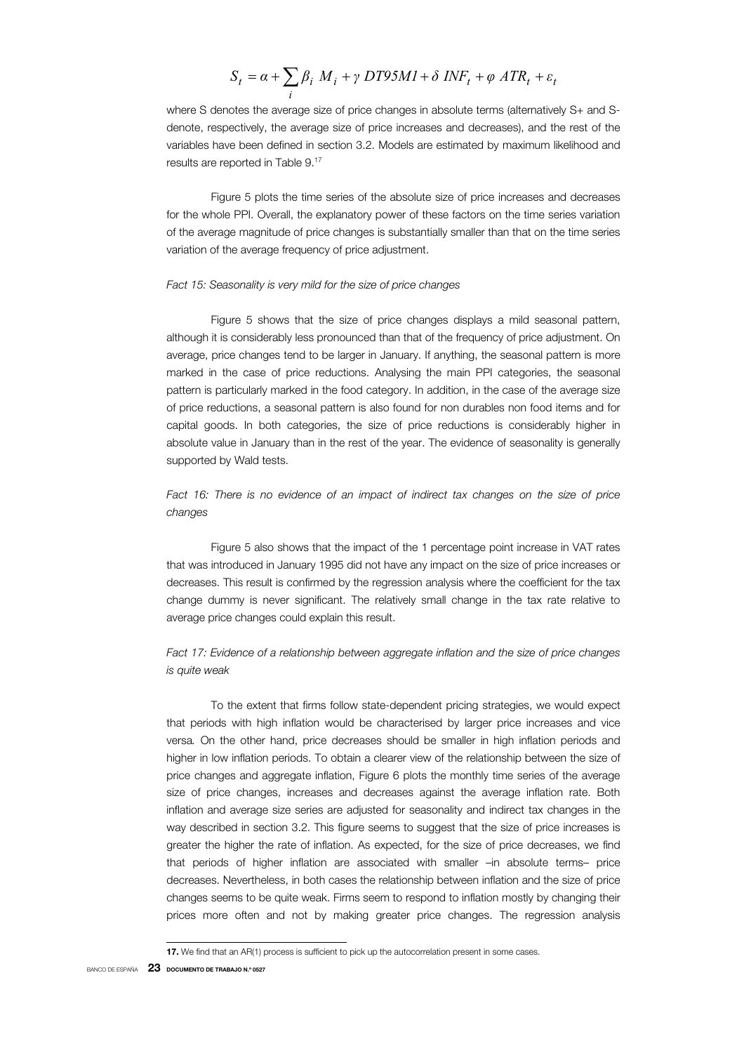$$S_t = \alpha + \sum_i \beta_i \ M_i + \gamma \ DT95M1 + \delta \ INF_t + \varphi \ ATR_t + \varepsilon_t$$

where S denotes the average size of price changes in absolute terms (alternatively S+ and S- denote, respectively, the average size of price increases and decreases), and the rest of the variables have been defined in section 3.2. Models are estimated by maximum likelihood and results are reported in Table 9.[17]

Figure 5 plots the time series of the absolute size of price increases and decreases for the whole PPI. Overall, the explanatory power of these factors on the time series variation of the average magnitude of price changes is substantially smaller than that on the time series variation of the average frequency of price adjustment.

*Fact 15: Seasonality is very mild for the size of price changes*

Figure 5 shows that the size of price changes displays a mild seasonal pattern, although it is considerably less pronounced than that of the frequency of price adjustment. On average, price changes tend to be larger in January. If anything, the seasonal pattern is more marked in the case of price reductions. Analysing the main PPI categories, the seasonal pattern is particularly marked in the food category. In addition, in the case of the average size of price reductions, a seasonal pattern is also found for non durables non food items and for capital goods. In both categories, the size of price reductions is considerably higher in absolute value in January than in the rest of the year. The evidence of seasonality is generally supported by Wald tests.

*Fact 16: There is no evidence of an impact of indirect tax changes on the size of price changes*

Figure 5 also shows that the impact of the 1 percentage point increase in VAT rates that was introduced in January 1995 did not have any impact on the size of price increases or decreases. This result is confirmed by the regression analysis where the coefficient for the tax change dummy is never significant. The relatively small change in the tax rate relative to average price changes could explain this result.

*Fact 17: Evidence of a relationship between aggregate inflation and the size of price changes is quite weak*

To the extent that firms follow state-dependent pricing strategies, we would expect that periods with high inflation would be characterised by larger price increases and vice versa*.* On the other hand, price decreases should be smaller in high inflation periods and higher in low inflation periods. To obtain a clearer view of the relationship between the size of price changes and aggregate inflation, Figure 6 plots the monthly time series of the average size of price changes, increases and decreases against the average inflation rate. Both inflation and average size series are adjusted for seasonality and indirect tax changes in the way described in section 3.2. This figure seems to suggest that the size of price increases is greater the higher the rate of inflation. As expected, for the size of price decreases, we find that periods of higher inflation are associated with smaller –in absolute terms– price decreases. Nevertheless, in both cases the relationship between inflation and the size of price changes seems to be quite weak. Firms seem to respond to inflation mostly by changing their prices more often and not by making greater price changes. The regression analysis

---

**17.** We find that an AR(1) process is sufficient to pick up the autocorrelation present in some cases.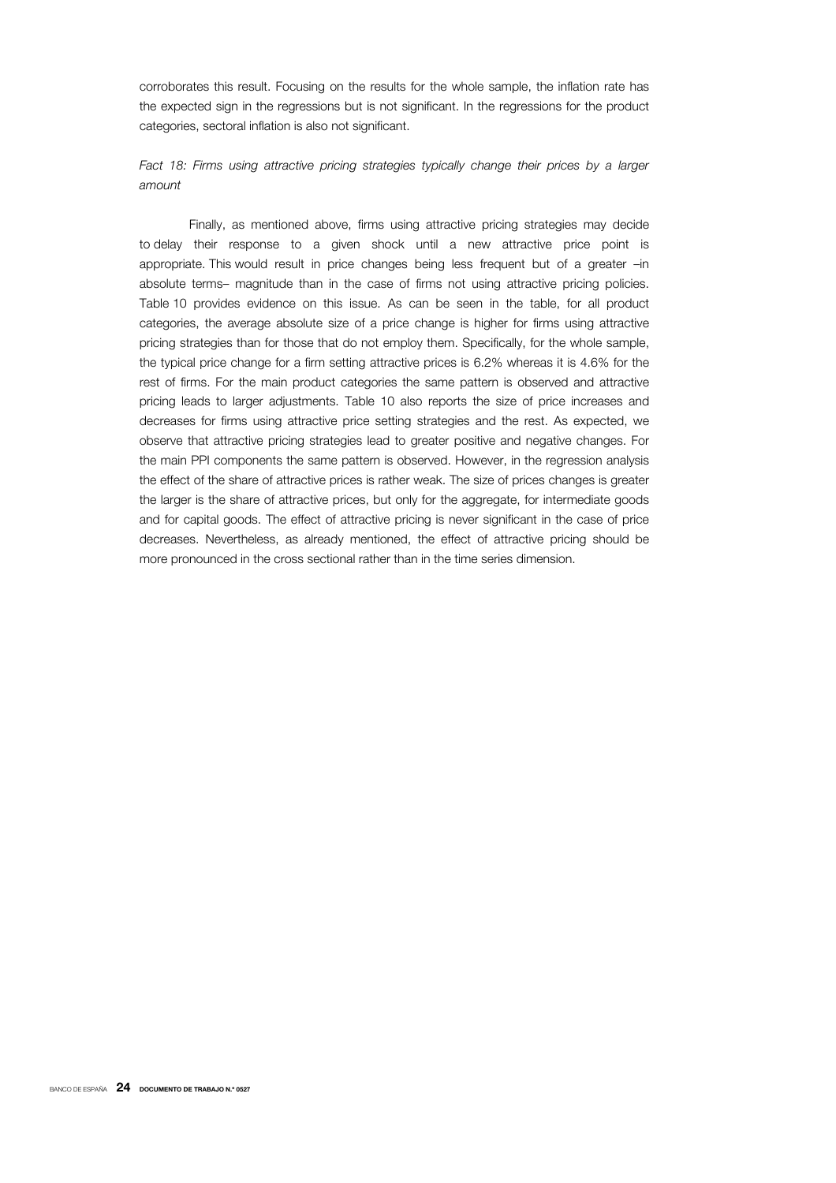corroborates this result. Focusing on the results for the whole sample, the inflation rate has the expected sign in the regressions but is not significant. In the regressions for the product categories, sectoral inflation is also not significant.

*Fact 18: Firms using attractive pricing strategies typically change their prices by a larger amount*

Finally, as mentioned above, firms using attractive pricing strategies may decide to delay their response to a given shock until a new attractive price point is appropriate. This would result in price changes being less frequent but of a greater –in absolute terms– magnitude than in the case of firms not using attractive pricing policies. Table 10 provides evidence on this issue. As can be seen in the table, for all product categories, the average absolute size of a price change is higher for firms using attractive pricing strategies than for those that do not employ them. Specifically, for the whole sample, the typical price change for a firm setting attractive prices is 6.2% whereas it is 4.6% for the rest of firms. For the main product categories the same pattern is observed and attractive pricing leads to larger adjustments. Table 10 also reports the size of price increases and decreases for firms using attractive price setting strategies and the rest. As expected, we observe that attractive pricing strategies lead to greater positive and negative changes. For the main PPI components the same pattern is observed. However, in the regression analysis the effect of the share of attractive prices is rather weak. The size of prices changes is greater the larger is the share of attractive prices, but only for the aggregate, for intermediate goods and for capital goods. The effect of attractive pricing is never significant in the case of price decreases. Nevertheless, as already mentioned, the effect of attractive pricing should be more pronounced in the cross sectional rather than in the time series dimension.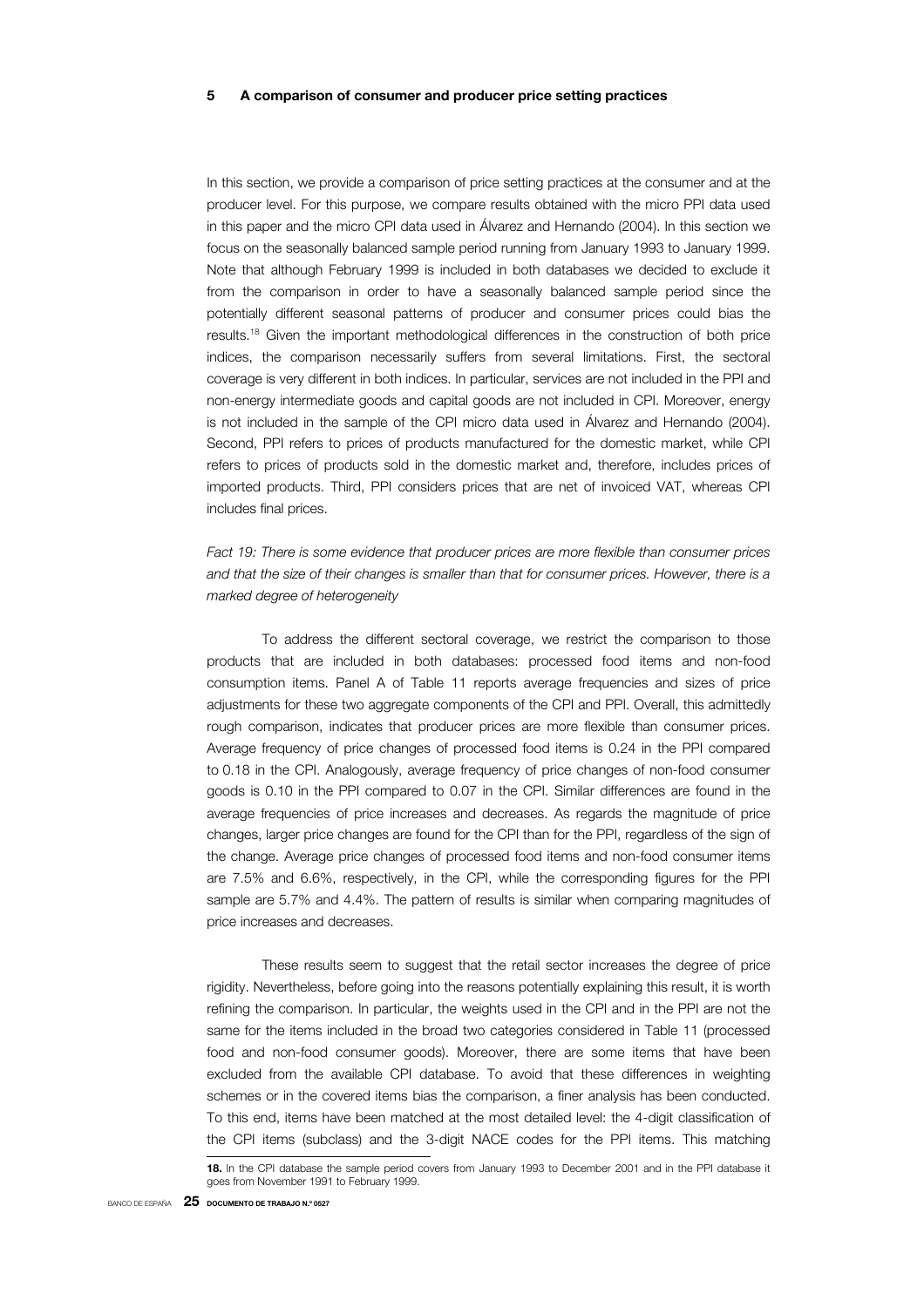## 5 A comparison of consumer and producer price setting practices

In this section, we provide a comparison of price setting practices at the consumer and at the producer level. For this purpose, we compare results obtained with the micro PPI data used in this paper and the micro CPI data used in Álvarez and Hernando (2004). In this section we focus on the seasonally balanced sample period running from January 1993 to January 1999. Note that although February 1999 is included in both databases we decided to exclude it from the comparison in order to have a seasonally balanced sample period since the potentially different seasonal patterns of producer and consumer prices could bias the results.[18] Given the important methodological differences in the construction of both price indices, the comparison necessarily suffers from several limitations. First, the sectoral coverage is very different in both indices. In particular, services are not included in the PPI and non-energy intermediate goods and capital goods are not included in CPI. Moreover, energy is not included in the sample of the CPI micro data used in Álvarez and Hernando (2004). Second, PPI refers to prices of products manufactured for the domestic market, while CPI refers to prices of products sold in the domestic market and, therefore, includes prices of imported products. Third, PPI considers prices that are net of invoiced VAT, whereas CPI includes final prices.

*Fact 19: There is some evidence that producer prices are more flexible than consumer prices and that the size of their changes is smaller than that for consumer prices. However, there is a marked degree of heterogeneity*

To address the different sectoral coverage, we restrict the comparison to those products that are included in both databases: processed food items and non-food consumption items. Panel A of Table 11 reports average frequencies and sizes of price adjustments for these two aggregate components of the CPI and PPI. Overall, this admittedly rough comparison, indicates that producer prices are more flexible than consumer prices. Average frequency of price changes of processed food items is 0.24 in the PPI compared to 0.18 in the CPI. Analogously, average frequency of price changes of non-food consumer goods is 0.10 in the PPI compared to 0.07 in the CPI. Similar differences are found in the average frequencies of price increases and decreases. As regards the magnitude of price changes, larger price changes are found for the CPI than for the PPI, regardless of the sign of the change. Average price changes of processed food items and non-food consumer items are 7.5% and 6.6%, respectively, in the CPI, while the corresponding figures for the PPI sample are 5.7% and 4.4%. The pattern of results is similar when comparing magnitudes of price increases and decreases.

These results seem to suggest that the retail sector increases the degree of price rigidity. Nevertheless, before going into the reasons potentially explaining this result, it is worth refining the comparison. In particular, the weights used in the CPI and in the PPI are not the same for the items included in the broad two categories considered in Table 11 (processed food and non-food consumer goods). Moreover, there are some items that have been excluded from the available CPI database. To avoid that these differences in weighting schemes or in the covered items bias the comparison, a finer analysis has been conducted. To this end, items have been matched at the most detailed level: the 4-digit classification of the CPI items (subclass) and the 3-digit NACE codes for the PPI items. This matching

**18.** In the CPI database the sample period covers from January 1993 to December 2001 and in the PPI database it goes from November 1991 to February 1999.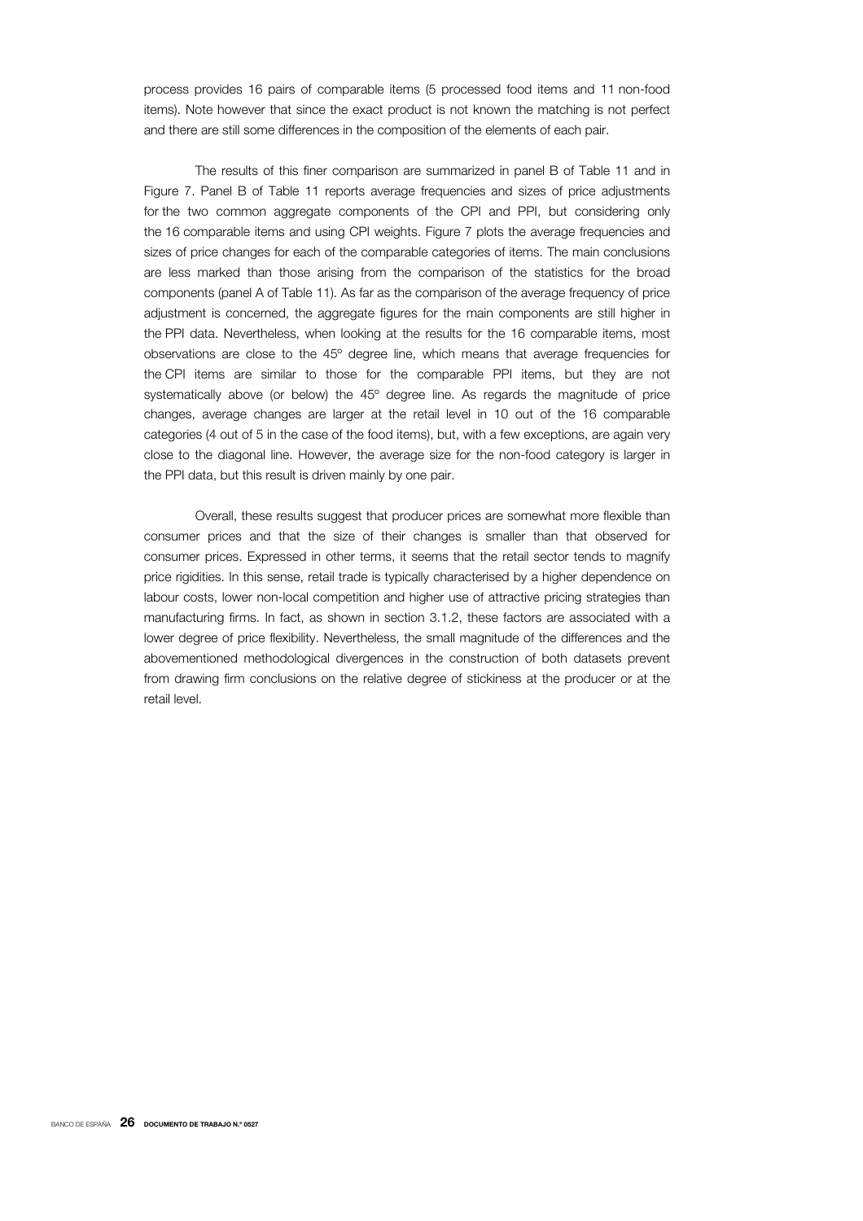process provides 16 pairs of comparable items (5 processed food items and 11 non-food items). Note however that since the exact product is not known the matching is not perfect and there are still some differences in the composition of the elements of each pair.

The results of this finer comparison are summarized in panel B of Table 11 and in Figure 7. Panel B of Table 11 reports average frequencies and sizes of price adjustments for the two common aggregate components of the CPI and PPI, but considering only the 16 comparable items and using CPI weights. Figure 7 plots the average frequencies and sizes of price changes for each of the comparable categories of items. The main conclusions are less marked than those arising from the comparison of the statistics for the broad components (panel A of Table 11). As far as the comparison of the average frequency of price adjustment is concerned, the aggregate figures for the main components are still higher in the PPI data. Nevertheless, when looking at the results for the 16 comparable items, most observations are close to the 45º degree line, which means that average frequencies for the CPI items are similar to those for the comparable PPI items, but they are not systematically above (or below) the 45º degree line. As regards the magnitude of price changes, average changes are larger at the retail level in 10 out of the 16 comparable categories (4 out of 5 in the case of the food items), but, with a few exceptions, are again very close to the diagonal line. However, the average size for the non-food category is larger in the PPI data, but this result is driven mainly by one pair.

Overall, these results suggest that producer prices are somewhat more flexible than consumer prices and that the size of their changes is smaller than that observed for consumer prices. Expressed in other terms, it seems that the retail sector tends to magnify price rigidities. In this sense, retail trade is typically characterised by a higher dependence on labour costs, lower non-local competition and higher use of attractive pricing strategies than manufacturing firms. In fact, as shown in section 3.1.2, these factors are associated with a lower degree of price flexibility. Nevertheless, the small magnitude of the differences and the abovementioned methodological divergences in the construction of both datasets prevent from drawing firm conclusions on the relative degree of stickiness at the producer or at the retail level.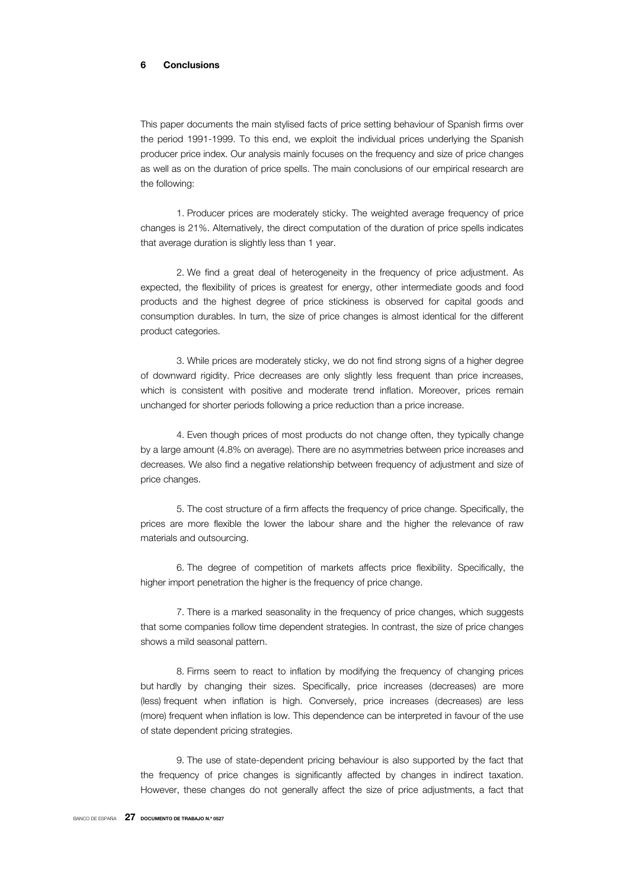## 6 Conclusions

This paper documents the main stylised facts of price setting behaviour of Spanish firms over the period 1991-1999. To this end, we exploit the individual prices underlying the Spanish producer price index. Our analysis mainly focuses on the frequency and size of price changes as well as on the duration of price spells. The main conclusions of our empirical research are the following:

1. Producer prices are moderately sticky. The weighted average frequency of price changes is 21%. Alternatively, the direct computation of the duration of price spells indicates that average duration is slightly less than 1 year.

2. We find a great deal of heterogeneity in the frequency of price adjustment. As expected, the flexibility of prices is greatest for energy, other intermediate goods and food products and the highest degree of price stickiness is observed for capital goods and consumption durables. In turn, the size of price changes is almost identical for the different product categories.

3. While prices are moderately sticky, we do not find strong signs of a higher degree of downward rigidity. Price decreases are only slightly less frequent than price increases, which is consistent with positive and moderate trend inflation. Moreover, prices remain unchanged for shorter periods following a price reduction than a price increase.

4. Even though prices of most products do not change often, they typically change by a large amount (4.8% on average). There are no asymmetries between price increases and decreases. We also find a negative relationship between frequency of adjustment and size of price changes.

5. The cost structure of a firm affects the frequency of price change. Specifically, the prices are more flexible the lower the labour share and the higher the relevance of raw materials and outsourcing.

6. The degree of competition of markets affects price flexibility. Specifically, the higher import penetration the higher is the frequency of price change.

7. There is a marked seasonality in the frequency of price changes, which suggests that some companies follow time dependent strategies. In contrast, the size of price changes shows a mild seasonal pattern.

8. Firms seem to react to inflation by modifying the frequency of changing prices but hardly by changing their sizes. Specifically, price increases (decreases) are more (less) frequent when inflation is high. Conversely, price increases (decreases) are less (more) frequent when inflation is low. This dependence can be interpreted in favour of the use of state dependent pricing strategies.

9. The use of state-dependent pricing behaviour is also supported by the fact that the frequency of price changes is significantly affected by changes in indirect taxation. However, these changes do not generally affect the size of price adjustments, a fact that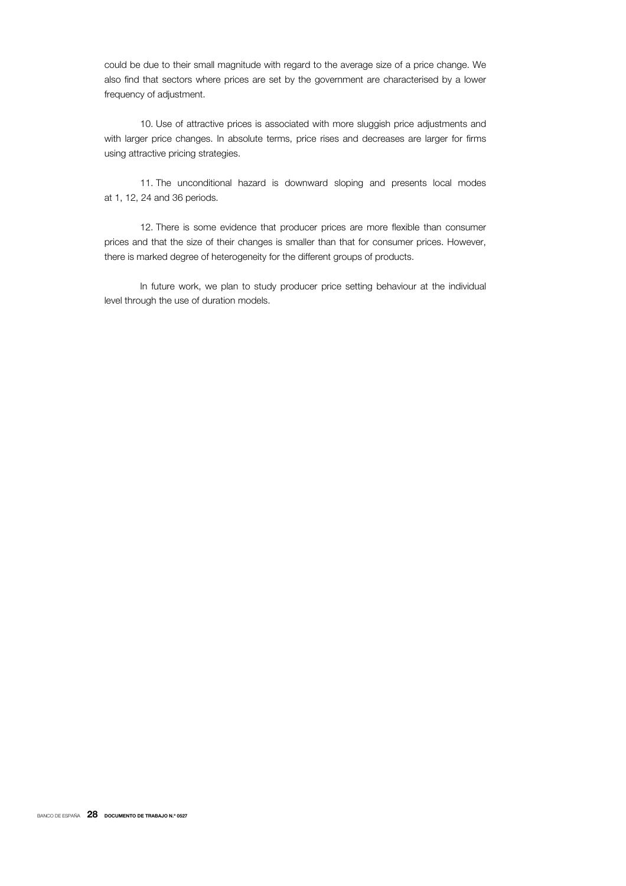could be due to their small magnitude with regard to the average size of a price change. We also find that sectors where prices are set by the government are characterised by a lower frequency of adjustment.

10. Use of attractive prices is associated with more sluggish price adjustments and with larger price changes. In absolute terms, price rises and decreases are larger for firms using attractive pricing strategies.

11. The unconditional hazard is downward sloping and presents local modes at 1, 12, 24 and 36 periods.

12. There is some evidence that producer prices are more flexible than consumer prices and that the size of their changes is smaller than that for consumer prices. However, there is marked degree of heterogeneity for the different groups of products.

In future work, we plan to study producer price setting behaviour at the individual level through the use of duration models.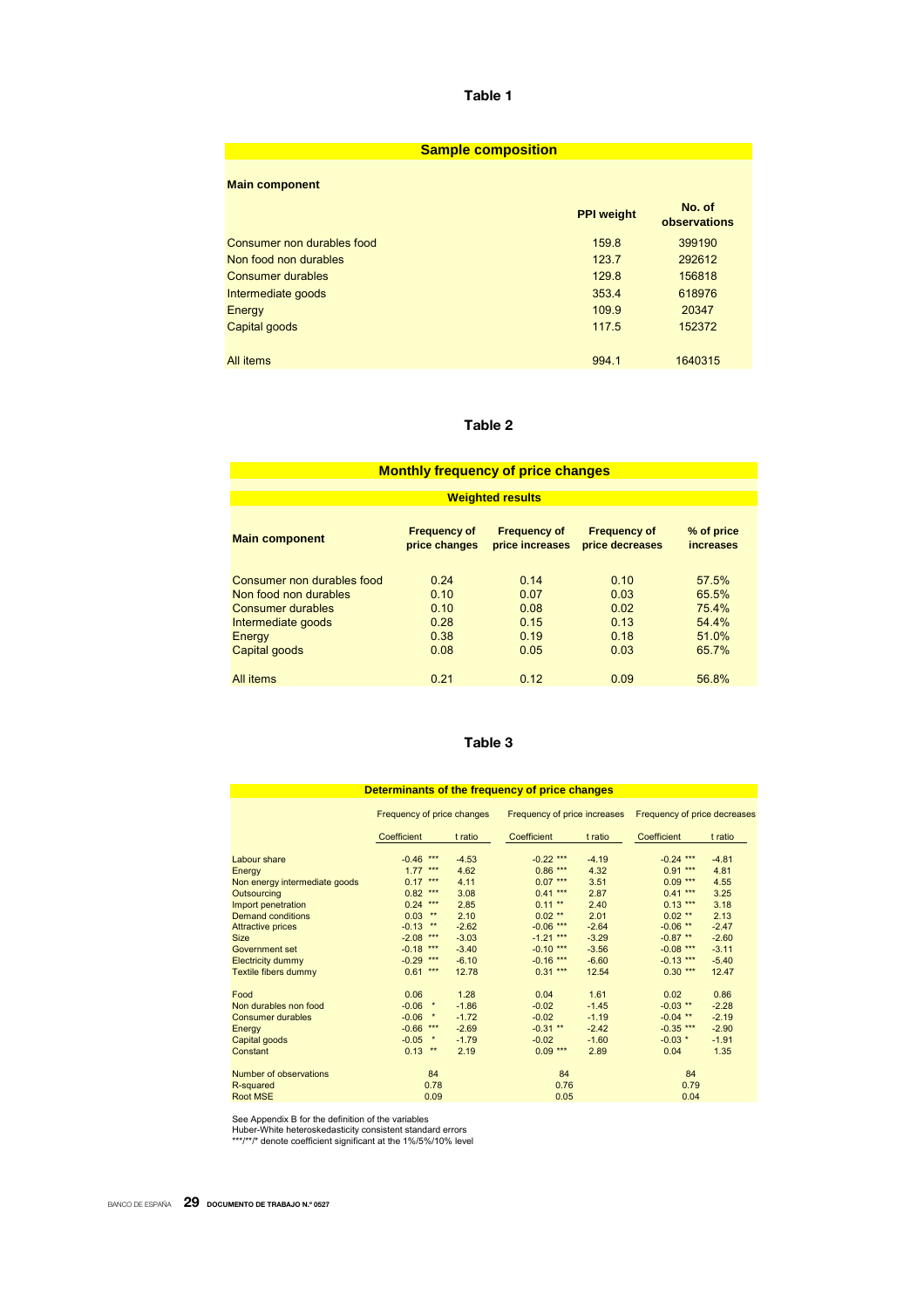## Table 1

| Sample composition | | |
|---|---|---|
| **Main component** | **PPI weight** | **No. of observations** |
| Consumer non durables food | 159.8 | 399190 |
| Non food non durables | 123.7 | 292612 |
| Consumer durables | 129.8 | 156818 |
| Intermediate goods | 353.4 | 618976 |
| Energy | 109.9 | 20347 |
| Capital goods | 117.5 | 152372 |
| All items | 994.1 | 1640315 |

## Table 2

**Monthly frequency of price changes**

**Weighted results**

| Main component | Frequency of price changes | Frequency of price increases | Frequency of price decreases | % of price increases |
|---|---|---|---|---|
| Consumer non durables food | 0.24 | 0.14 | 0.10 | 57.5% |
| Non food non durables | 0.10 | 0.07 | 0.03 | 65.5% |
| Consumer durables | 0.10 | 0.08 | 0.02 | 75.4% |
| Intermediate goods | 0.28 | 0.15 | 0.13 | 54.4% |
| Energy | 0.38 | 0.19 | 0.18 | 51.0% |
| Capital goods | 0.08 | 0.05 | 0.03 | 65.7% |
| All items | 0.21 | 0.12 | 0.09 | 56.8% |

## Table 3

**Determinants of the frequency of price changes**

| | Frequency of price changes | | Frequency of price increases | | Frequency of price decreases | |
|---|---|---|---|---|---|---|
| | Coefficient | t ratio | Coefficient | t ratio | Coefficient | t ratio |
| Labour share | -0.46 *** | -4.53 | -0.22 *** | -4.19 | -0.24 *** | -4.81 |
| Energy | 1.77 *** | 4.62 | 0.86 *** | 4.32 | 0.91 *** | 4.81 |
| Non energy intermediate goods | 0.17 *** | 4.11 | 0.07 *** | 3.51 | 0.09 *** | 4.55 |
| Outsourcing | 0.82 *** | 3.08 | 0.41 *** | 2.87 | 0.41 *** | 3.25 |
| Import penetration | 0.24 *** | 2.85 | 0.11 ** | 2.40 | 0.13 *** | 3.18 |
| Demand conditions | 0.03 ** | 2.10 | 0.02 ** | 2.01 | 0.02 ** | 2.13 |
| Attractive prices | -0.13 ** | -2.62 | -0.06 *** | -2.64 | -0.06 ** | -2.47 |
| Size | -2.08 *** | -3.03 | -1.21 *** | -3.29 | -0.87 ** | -2.60 |
| Government set | -0.18 *** | -3.40 | -0.10 *** | -3.56 | -0.08 *** | -3.11 |
| Electricity dummy | -0.29 *** | -6.10 | -0.16 *** | -6.60 | -0.13 *** | -5.40 |
| Textile fibers dummy | 0.61 *** | 12.78 | 0.31 *** | 12.54 | 0.30 *** | 12.47 |
| Food | 0.06 | 1.28 | 0.04 | 1.61 | 0.02 | 0.86 |
| Non durables non food | -0.06 * | -1.86 | -0.02 | -1.45 | -0.03 ** | -2.28 |
| Consumer durables | -0.06 * | -1.72 | -0.02 | -1.19 | -0.04 ** | -2.19 |
| Energy | -0.66 *** | -2.69 | -0.31 ** | -2.42 | -0.35 *** | -2.90 |
| Capital goods | -0.05 * | -1.79 | -0.02 | -1.60 | -0.03 * | -1.91 |
| Constant | 0.13 ** | 2.19 | 0.09 *** | 2.89 | 0.04 | 1.35 |
| Number of observations | 84 | | 84 | | 84 | |
| R-squared | 0.78 | | 0.76 | | 0.79 | |
| Root MSE | 0.09 | | 0.05 | | 0.04 | |

See Appendix B for the definition of the variables
Huber-White heteroskedasticity consistent standard errors
***/**/* denote coefficient significant at the 1%/5%/10% level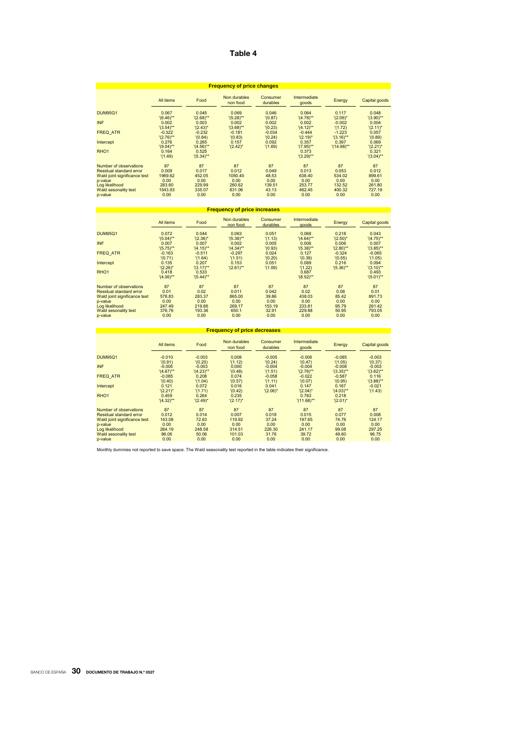# Table 4

**Frequency of price changes**

| | All items | Food | Non durables non food | Consumer durables | Intermediate goods | Energy | Capital goods |
|---|---|---|---|---|---|---|---|
| DUM95Q1 | 0.067 | 0.045 | 0.069 | 0.046 | 0.064 | 0.117 | 0.048 |
| | '(6.46)** | '(2.68)** | '(5.28)** | '(0.87) | '(4.78)** | '(2.06)* | '(3.90)** |
| INF | 0.002 | 0.003 | 0.002 | 0.002 | 0.002 | -0.002 | 0.004 |
| | '(3.54)** | '(2.43)* | '(3.68)** | '(0.23) | '(4.12)** | '(1.72) | '(2.11)* |
| FREQ_ATR | -0.322 | -0.232 | -0.181 | -0.034 | -0.444 | -1.223 | 0.057 |
| | '(2.76)** | '(0.84) | '(0.83) | '(0.24) | '(2.19)* | '(3.16)** | '(0.89) |
| Intercept | 0.276 | 0.265 | 0.157 | 0.092 | 0.357 | 0.397 | 0.069 |
| | '(9.04)** | '(4.56)** | '(2.42)* | '(1.69) | '(7.95)** | '(14.98)** | '(2.21)* |
| RHO1 | 0.164 | 0.525 | | | 0.373 | | 0.321 |
| | '(1.49) | '(5.34)** | | | '(3.29)** | | '(3.04)** |
| Number of observations | 87 | 87 | 87 | 87 | 87 | 87 | 87 |
| Residual standard error | 0.009 | 0.017 | 0.012 | 0.049 | 0.013 | 0.053 | 0.012 |
| Wald joint significance test | 1969.62 | 452.05 | 1050.40 | 48.53 | 638.40 | 534.02 | 899.61 |
| p-value | 0.00 | 0.00 | 0.00 | 0.00 | 0.00 | 0.00 | 0.00 |
| Log likelihood | 283.60 | 229.99 | 260.62 | 139.51 | 253.77 | 132.52 | 261.80 |
| Wald sesonality test | 1543.93 | 335.07 | 831.06 | 43.13 | 462.45 | 400.32 | 727.19 |
| p-value | 0.00 | 0.00 | 0.00 | 0.00 | 0.00 | 0.00 | 0.00 |

**Frequency of price increases**

| | All items | Food | Non durables non food | Consumer durables | Intermediate goods | Energy | Capital goods |
|---|---|---|---|---|---|---|---|
| DUM95Q1 | 0.072 | 0.044 | 0.063 | 0.051 | 0.068 | 0.218 | 0.043 |
| | '(5.04)** | '(2.36)* | '(5.38)** | '(1.13) | '(4.64)** | '(2.50)* | '(4.75)** |
| INF | 0.007 | 0.007 | 0.002 | 0.005 | 0.006 | 0.006 | 0.007 |
| | '(5.75)** | '(4.15)** | '(4.34)** | '(0.93) | '(5.38)** | '(2.80)** | '(3.85)** |
| FREQ_ATR | -0.163 | -0.511 | -0.297 | 0.024 | 0.127 | -0.324 | -0.065 |
| | '(0.71) | '(1.64) | '(1.51) | '(0.20) | '(0.39) | '(0.55) | '(1.05) |
| Intercept | 0.135 | 0.207 | 0.153 | 0.051 | 0.089 | 0.216 | 0.094 |
| | '(2.26)* | '(3.17)** | '(2.61)** | '(1.09) | '(1.22) | '(5.36)** | '(3.10)** |
| RHO1 | 0.418 | 0.533 | | | 0.687 | | 0.493 |
| | '(4.06)** | '(5.44)** | | | '(8.52)** | | '(5.01)** |
| Number of observations | 87 | 87 | 87 | 87 | 87 | 87 | 87 |
| Residual standard error | 0.01 | 0.02 | 0.011 | 0.042 | 0.02 | 0.08 | 0.01 |
| Wald joint significance test | 578.83 | 283.37 | 865.00 | 39.86 | 438.03 | 85.42 | 891.73 |
| p-value | 0.00 | 0.00 | 0.00 | 0.00 | 0.00 | 0.00 | 0.00 |
| Log likelihood | 247.49 | 219.86 | 269.17 | 153.19 | 233.81 | 95.79 | 261.42 |
| Wald sesonality test | 376.76 | 193.36 | 650.1 | 32.91 | 229.88 | 50.95 | 793.05 |
| p-value | 0.00 | 0.00 | 0.00 | 0.00 | 0.00 | 0.00 | 0.00 |

**Frequency of price decreases**

| | All items | Food | Non durables non food | Consumer durables | Intermediate goods | Energy | Capital goods |
|---|---|---|---|---|---|---|---|
| DUM95Q1 | -0.010 | -0.003 | 0.008 | -0.005 | -0.006 | -0.085 | -0.003 |
| | '(0.91) | '(0.20) | '(1.12) | '(0.24) | '(0.47) | '(1.05) | '(0.37) |
| INF | -0.005 | -0.003 | 0.000 | -0.004 | -0.004 | -0.008 | -0.003 |
| | '(4.67)** | '(4.23)** | '(0.48) | '(1.51) | '(2.76)** | '(3.35)** | '(3.62)** |
| FREQ_ATR | -0.085 | 0.208 | 0.074 | -0.058 | -0.022 | -0.587 | 0.116 |
| | '(0.40) | '(1.04) | '(0.57) | '(1.11) | '(0.07) | '(0.95) | '(3.88)** |
| Intercept | 0.121 | 0.072 | 0.016 | 0.041 | 0.147 | 0.167 | -0.021 |
| | '(2.21)* | '(1.71) | '(0.42) | '(2.06)* | '(2.04)* | '(4.03)** | '(1.43) |
| RHO1 | 0.459 | 0.264 | 0.235 | | 0.783 | 0.218 | |
| | '(4.32)** | '(2.49)* | '(2.17)* | | '(11.68)** | '(2.01)* | |
| Number of observations | 87 | 87 | 87 | 87 | 87 | 87 | 87 |
| Residual standard error | 0.012 | 0.014 | 0.007 | 0.018 | 0.015 | 0.077 | 0.008 |
| Wald joint significance test | 143.08 | 72.63 | 119.92 | 37.24 | 197.65 | 74.76 | 124.17 |
| p-value | 0.00 | 0.00 | 0.00 | 0.00 | 0.00 | 0.00 | 0.00 |
| Log likelihood | 264.19 | 248.58 | 314.51 | 226.30 | 241.17 | 99.08 | 297.25 |
| Wald sesonality test | 86.06 | 50.06 | 101.03 | 31.76 | 39.72 | 49.60 | 96.75 |
| p-value | 0.00 | 0.00 | 0.00 | 0.00 | 0.00 | 0.00 | 0.00 |

Monthly dummies not reported to save space. The Wald seasonality test reported in the table indicates their significance.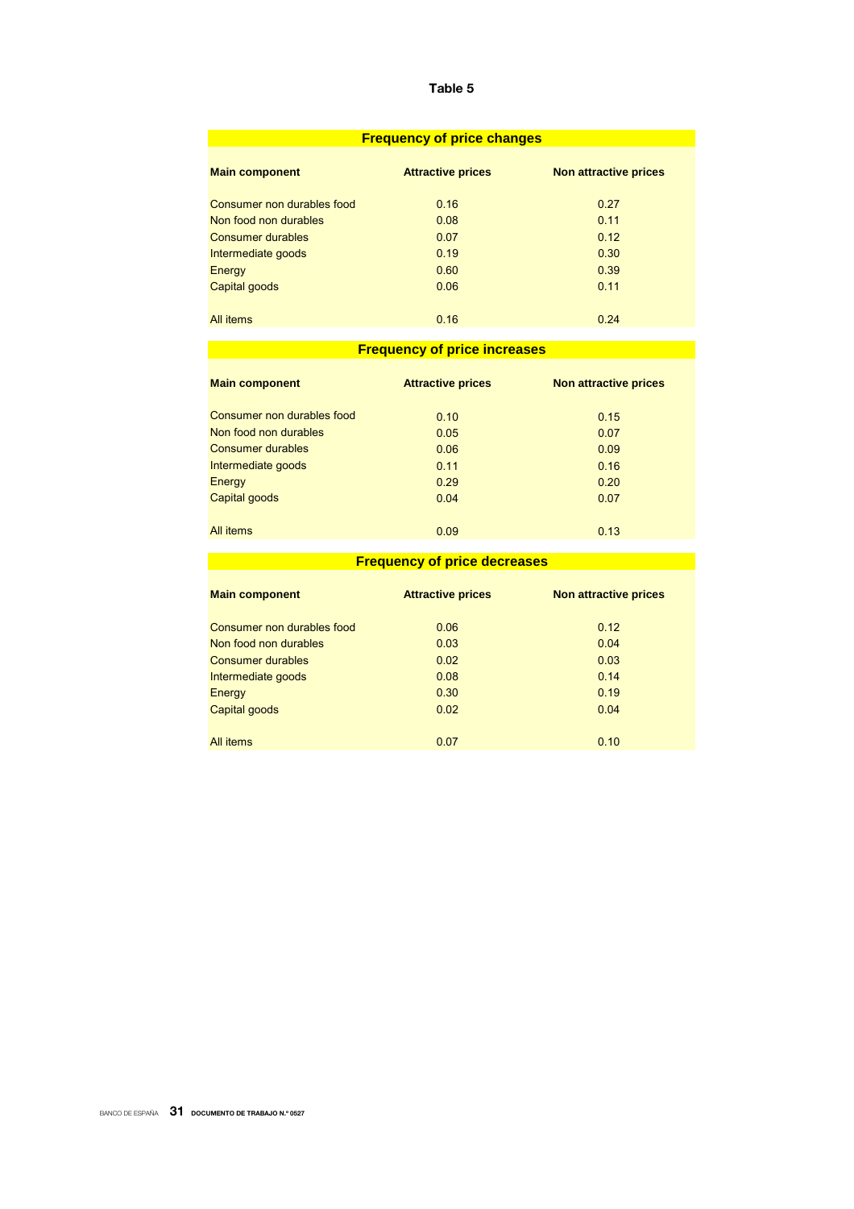**Table 5**

**Frequency of price changes**

| Main component | Attractive prices | Non attractive prices |
|---|---|---|
| Consumer non durables food | 0.16 | 0.27 |
| Non food non durables | 0.08 | 0.11 |
| Consumer durables | 0.07 | 0.12 |
| Intermediate goods | 0.19 | 0.30 |
| Energy | 0.60 | 0.39 |
| Capital goods | 0.06 | 0.11 |
| All items | 0.16 | 0.24 |

**Frequency of price increases**

| Main component | Attractive prices | Non attractive prices |
|---|---|---|
| Consumer non durables food | 0.10 | 0.15 |
| Non food non durables | 0.05 | 0.07 |
| Consumer durables | 0.06 | 0.09 |
| Intermediate goods | 0.11 | 0.16 |
| Energy | 0.29 | 0.20 |
| Capital goods | 0.04 | 0.07 |
| All items | 0.09 | 0.13 |

**Frequency of price decreases**

| Main component | Attractive prices | Non attractive prices |
|---|---|---|
| Consumer non durables food | 0.06 | 0.12 |
| Non food non durables | 0.03 | 0.04 |
| Consumer durables | 0.02 | 0.03 |
| Intermediate goods | 0.08 | 0.14 |
| Energy | 0.30 | 0.19 |
| Capital goods | 0.02 | 0.04 |
| All items | 0.07 | 0.10 |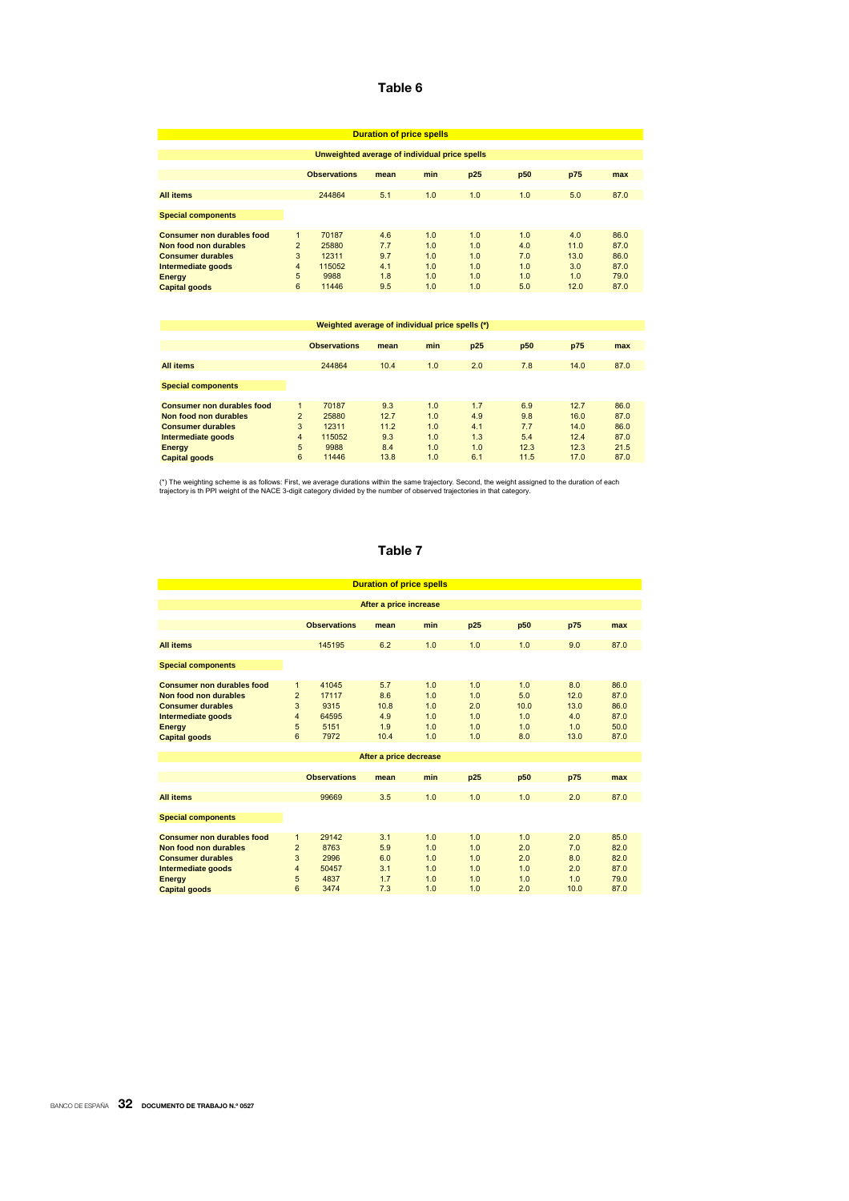# Table 6

**Duration of price spells**

**Unweighted average of individual price spells**

| | | Observations | mean | min | p25 | p50 | p75 | max |
|---|---|---|---|---|---|---|---|---|
| **All items** | | 244864 | 5.1 | 1.0 | 1.0 | 1.0 | 5.0 | 87.0 |
| **Special components** | | | | | | | | |
| **Consumer non durables food** | 1 | 70187 | 4.6 | 1.0 | 1.0 | 1.0 | 4.0 | 86.0 |
| **Non food non durables** | 2 | 25880 | 7.7 | 1.0 | 1.0 | 4.0 | 11.0 | 87.0 |
| **Consumer durables** | 3 | 12311 | 9.7 | 1.0 | 1.0 | 7.0 | 13.0 | 86.0 |
| **Intermediate goods** | 4 | 115052 | 4.1 | 1.0 | 1.0 | 1.0 | 3.0 | 87.0 |
| **Energy** | 5 | 9988 | 1.8 | 1.0 | 1.0 | 1.0 | 1.0 | 79.0 |
| **Capital goods** | 6 | 11446 | 9.5 | 1.0 | 1.0 | 5.0 | 12.0 | 87.0 |

**Weighted average of individual price spells (\*)**

| | | Observations | mean | min | p25 | p50 | p75 | max |
|---|---|---|---|---|---|---|---|---|
| **All items** | | 244864 | 10.4 | 1.0 | 2.0 | 7.8 | 14.0 | 87.0 |
| **Special components** | | | | | | | | |
| **Consumer non durables food** | 1 | 70187 | 9.3 | 1.0 | 1.7 | 6.9 | 12.7 | 86.0 |
| **Non food non durables** | 2 | 25880 | 12.7 | 1.0 | 4.9 | 9.8 | 16.0 | 87.0 |
| **Consumer durables** | 3 | 12311 | 11.2 | 1.0 | 4.1 | 7.7 | 14.0 | 86.0 |
| **Intermediate goods** | 4 | 115052 | 9.3 | 1.0 | 1.3 | 5.4 | 12.4 | 87.0 |
| **Energy** | 5 | 9988 | 8.4 | 1.0 | 1.0 | 12.3 | 12.3 | 21.5 |
| **Capital goods** | 6 | 11446 | 13.8 | 1.0 | 6.1 | 11.5 | 17.0 | 87.0 |

(\*) The weighting scheme is as follows: First, we average durations within the same trajectory. Second, the weight assigned to the duration of each trajectory is th PPI weight of the NACE 3-digit category divided by the number of observed trajectories in that category.

# Table 7

**Duration of price spells**

**After a price increase**

| | | Observations | mean | min | p25 | p50 | p75 | max |
|---|---|---|---|---|---|---|---|---|
| **All items** | | 145195 | 6.2 | 1.0 | 1.0 | 1.0 | 9.0 | 87.0 |
| **Special components** | | | | | | | | |
| **Consumer non durables food** | 1 | 41045 | 5.7 | 1.0 | 1.0 | 1.0 | 8.0 | 86.0 |
| **Non food non durables** | 2 | 17117 | 8.6 | 1.0 | 1.0 | 5.0 | 12.0 | 87.0 |
| **Consumer durables** | 3 | 9315 | 10.8 | 1.0 | 2.0 | 10.0 | 13.0 | 86.0 |
| **Intermediate goods** | 4 | 64595 | 4.9 | 1.0 | 1.0 | 1.0 | 4.0 | 87.0 |
| **Energy** | 5 | 5151 | 1.9 | 1.0 | 1.0 | 1.0 | 1.0 | 50.0 |
| **Capital goods** | 6 | 7972 | 10.4 | 1.0 | 1.0 | 8.0 | 13.0 | 87.0 |

**After a price decrease**

| | | Observations | mean | min | p25 | p50 | p75 | max |
|---|---|---|---|---|---|---|---|---|
| **All items** | | 99669 | 3.5 | 1.0 | 1.0 | 1.0 | 2.0 | 87.0 |
| **Special components** | | | | | | | | |
| **Consumer non durables food** | 1 | 29142 | 3.1 | 1.0 | 1.0 | 1.0 | 2.0 | 85.0 |
| **Non food non durables** | 2 | 8763 | 5.9 | 1.0 | 1.0 | 2.0 | 7.0 | 82.0 |
| **Consumer durables** | 3 | 2996 | 6.0 | 1.0 | 1.0 | 2.0 | 8.0 | 82.0 |
| **Intermediate goods** | 4 | 50457 | 3.1 | 1.0 | 1.0 | 1.0 | 2.0 | 87.0 |
| **Energy** | 5 | 4837 | 1.7 | 1.0 | 1.0 | 1.0 | 1.0 | 79.0 |
| **Capital goods** | 6 | 3474 | 7.3 | 1.0 | 1.0 | 2.0 | 10.0 | 87.0 |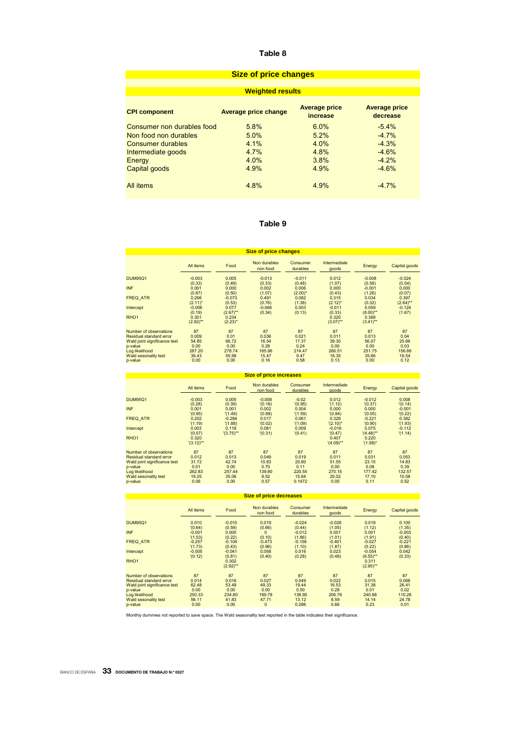# Table 8

## Size of price changes

### Weighted results

| CPI component | Average price change | Average price increase | Average price decrease |
|---|---|---|---|
| Consumer non durables food | 5.8% | 6.0% | -5.4% |
| Non food non durables | 5.0% | 5.2% | -4.7% |
| Consumer durables | 4.1% | 4.0% | -4.3% |
| Intermediate goods | 4.7% | 4.8% | -4.6% |
| Energy | 4.0% | 3.8% | -4.2% |
| Capital goods | 4.9% | 4.9% | -4.6% |
| All items | 4.8% | 4.9% | -4.7% |

# Table 9

### Size of price changes

| | All items | Food | Non durables non food | Consumer durables | Intermediate goods | Energy | Capital goods |
|---|---|---|---|---|---|---|---|
| DUM95Q1 | -0.003 | 0.005 | -0.013 | -0.011 | 0.012 | -0.008 | -0.024 |
| | (0.33) | (0.49) | (0.33) | (0.48) | (1.07) | (0.56) | (0.54) |
| INF | 0.001 | 0.000 | 0.002 | 0.006 | 0.000 | -0.001 | 0.000 |
| | (0.87) | (0.50) | (1.07) | (2.00)* | (0.43) | (1.26) | (0.07) |
| FREQ_ATR | 0.266 | -0.073 | 0.491 | 0.082 | 0.315 | 0.034 | 0.397 |
| | (2.11)* | (0.53) | (0.76) | (1.38) | (2.12)* | (0.32) | (2.64)** |
| Intercept | -0.006 | 0.077 | -0.066 | 0.003 | -0.011 | 0.059 | -0.124 |
| | (0.19) | (2.67)** | (0.34) | (0.13) | (0.33) | (8.00)** | (1.67) |
| RHO1 | 0.301 | 0.234 | | | 0.320 | 0.368 | |
| | (2.92)** | (2.23)* | | | (3.07)** | (3.41)** | |
| Number of observations | 87 | 87 | 87 | 87 | 87 | 87 | 87 |
| Residual standard error | 0.009 | 0.01 | 0.036 | 0.021 | 0.011 | 0.013 | 0.04 |
| Wald joint significance test | 54.85 | 66.72 | 16.54 | 17.37 | 39.30 | 56.07 | 25.66 |
| p-value | 0.00 | 0.00 | 0.28 | 0.24 | 0.00 | 0.00 | 0.03 |
| Log likelihood | 287.20 | 278.74 | 165.96 | 214.47 | 266.51 | 251.75 | 156.66 |
| Wald sesonality test | 39.43 | 55.99 | 15.47 | 9.47 | 16.35 | 35.66 | 16.54 |
| p-value | 0.00 | 0.00 | 0.16 | 0.58 | 0.13 | 0.00 | 0.12 |

### Size of price increases

| | All items | Food | Non durables non food | Consumer durables | Intermediate goods | Energy | Capital goods |
|---|---|---|---|---|---|---|---|
| DUM95Q1 | -0.003 | 0.005 | -0.008 | -0.02 | 0.012 | -0.012 | 0.008 |
| | (0.28) | (0.39) | '(0.16) | '(0.95) | '(1.12) | '(0.37) | '(0.14) |
| INF | 0.001 | 0.001 | 0.002 | 0.004 | 0.000 | 0.000 | -0.001 |
| | '(0.95) | '(1.49) | '(0.88) | '(1.59) | '(0.84) | '(0.05) | '(0.22) |
| FREQ_ATR | 0.202 | -0.284 | 0.017 | 0.061 | 0.326 | -0.221 | 0.382 |
| | '(1.19) | '(1.88) | '(0.02) | '(1.09) | '(2.10)* | '(0.90) | '(1.93) |
| Intercept | 0.003 | 0.118 | 0.081 | 0.009 | -0.016 | 0.075 | -0.112 |
| | '(0.07) | '(3.75)** | '(0.31) | '(0.41) | '(0.47) | '(4.48)** | '(1.14) |
| RHO1 | 0.320 | | | | 0.407 | 0.220 | |
| | '(3.12)** | | | | '(4.09)** | '(1.98)* | |
| Number of observations | 87 | 87 | 87 | 87 | 87 | 87 | 87 |
| Residual standard error | 0.012 | 0.013 | 0.049 | 0.019 | 0.011 | 0.031 | 0.053 |
| Wald joint significance test | 31.72 | 42.74 | 10.83 | 20.80 | 51.55 | 23.15 | 14.83 |
| p-value | 0.01 | 0.00 | 0.70 | 0.11 | 0.00 | 0.08 | 0.39 |
| Log likelihood | 262.83 | 257.44 | 139.80 | 220.55 | 270.15 | 177.42 | 132.57 |
| Wald sesonality test | 19.25 | 35.06 | 9.52 | 15.84 | 20.02 | 17.10 | 10.08 |
| p-value | 0.06 | 0.00 | 0.57 | 0.1472 | 0.05 | 0.11 | 0.52 |

### Size of price decreases

| | All items | Food | Non durables non food | Consumer durables | Intermediate goods | Energy | Capital goods |
|---|---|---|---|---|---|---|---|
| DUM95Q1 | 0.010 | -0.010 | 0.019 | -0.024 | -0.026 | 0.018 | 0.100 |
| | '(0.64) | (0.59) | (0.66) | (0.44) | (1.05) | (1.12) | (1.35) |
| INF | -0.001 | 0.000 | 0 | -0.012 | 0.001 | 0.001 | -0.003 |
| | '(1.03) | (0.22) | (0.10) | (1.86) | (1.01) | (1.91) | (0.40) |
| FREQ_ATR | -0.257 | -0.104 | -0.473 | -0.156 | -0.401 | -0.027 | -0.221 |
| | '(1.73) | (0.43) | (0.96) | (1.10) | (1.87) | (0.22) | (0.86) |
| Intercept | -0.005 | -0.041 | 0.058 | 0.016 | 0.023 | -0.054 | 0.042 |
| | '(0.12) | (0.81) | (0.40) | (0.28) | (0.48) | (6.55)** | (0.33) |
| RHO1 | | 0.302 | | | | 0.311 | |
| | | (2.92)** | | | | (2.95)** | |
| Number of observations | 87 | 87 | 87 | 87 | 87 | 87 | 87 |
| Residual standard error | 0.014 | 0.016 | 0.027 | 0.049 | 0.022 | 0.015 | 0.068 |
| Wald joint significance test | 62.48 | 53.49 | 49.33 | 19.44 | 16.53 | 31.38 | 26.41 |
| p-value | 0.00 | 0.00 | 0.00 | 0.50 | 0.28 | 0.01 | 0.02 |
| Log likelihood | 250.33 | 234.80 | 189.78 | 138.90 | 206.76 | 240.88 | 110.26 |
| Wald sesonality test | 56.11 | 41.83 | 47.71 | 13.12 | 8.59 | 14.14 | 24.78 |
| p-value | 0.00 | 0.00 | 0 | 0.286 | 0.66 | 0.23 | 0.01 |

Monthly dummies not reported to save space. The Wald seasonality test reported in the table indicates their significance.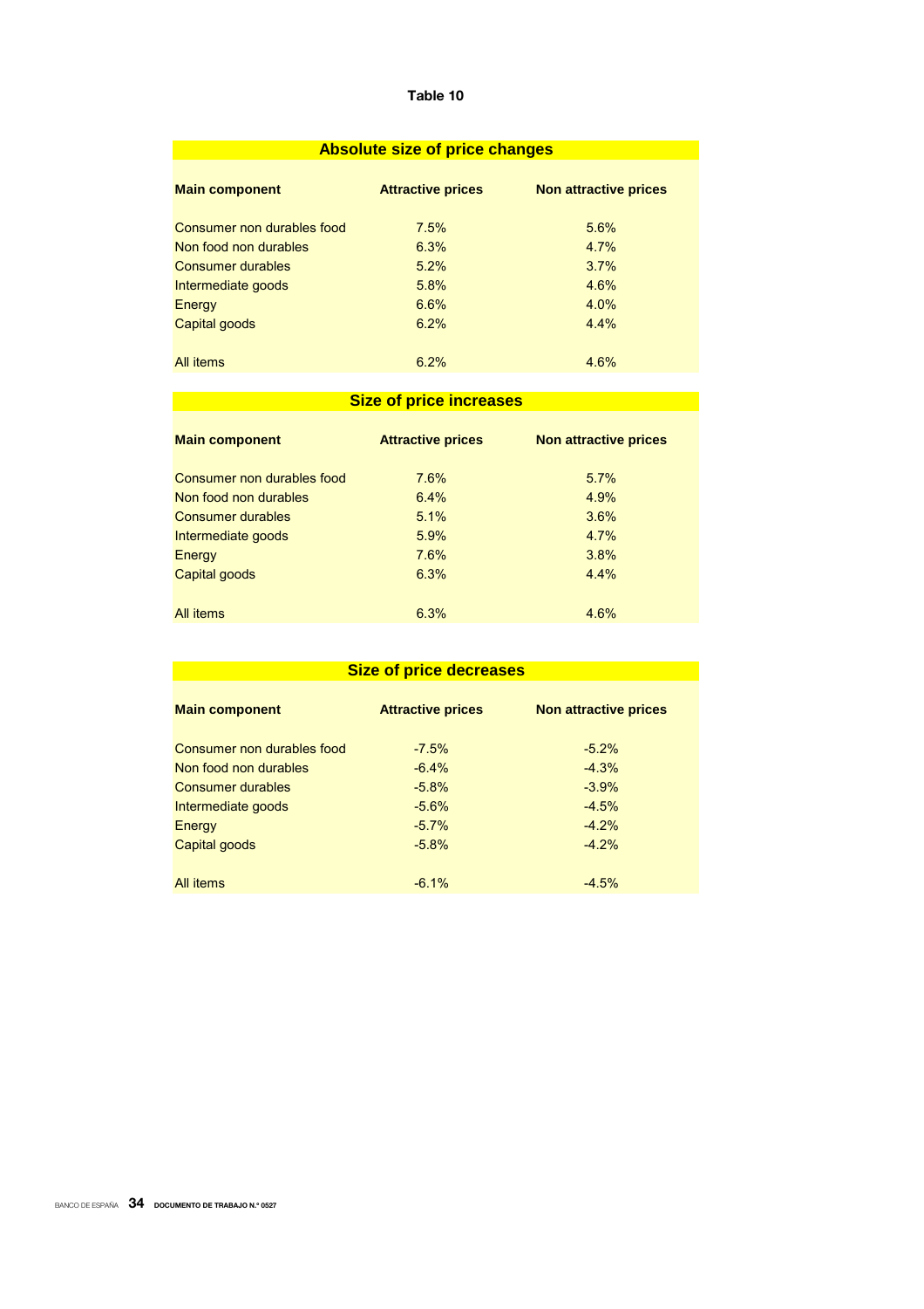### Table 10

**Absolute size of price changes**

| Main component | Attractive prices | Non attractive prices |
|---|---|---|
| Consumer non durables food | 7.5% | 5.6% |
| Non food non durables | 6.3% | 4.7% |
| Consumer durables | 5.2% | 3.7% |
| Intermediate goods | 5.8% | 4.6% |
| Energy | 6.6% | 4.0% |
| Capital goods | 6.2% | 4.4% |
| All items | 6.2% | 4.6% |

**Size of price increases**

| Main component | Attractive prices | Non attractive prices |
|---|---|---|
| Consumer non durables food | 7.6% | 5.7% |
| Non food non durables | 6.4% | 4.9% |
| Consumer durables | 5.1% | 3.6% |
| Intermediate goods | 5.9% | 4.7% |
| Energy | 7.6% | 3.8% |
| Capital goods | 6.3% | 4.4% |
| All items | 6.3% | 4.6% |

**Size of price decreases**

| Main component | Attractive prices | Non attractive prices |
|---|---|---|
| Consumer non durables food | -7.5% | -5.2% |
| Non food non durables | -6.4% | -4.3% |
| Consumer durables | -5.8% | -3.9% |
| Intermediate goods | -5.6% | -4.5% |
| Energy | -5.7% | -4.2% |
| Capital goods | -5.8% | -4.2% |
| All items | -6.1% | -4.5% |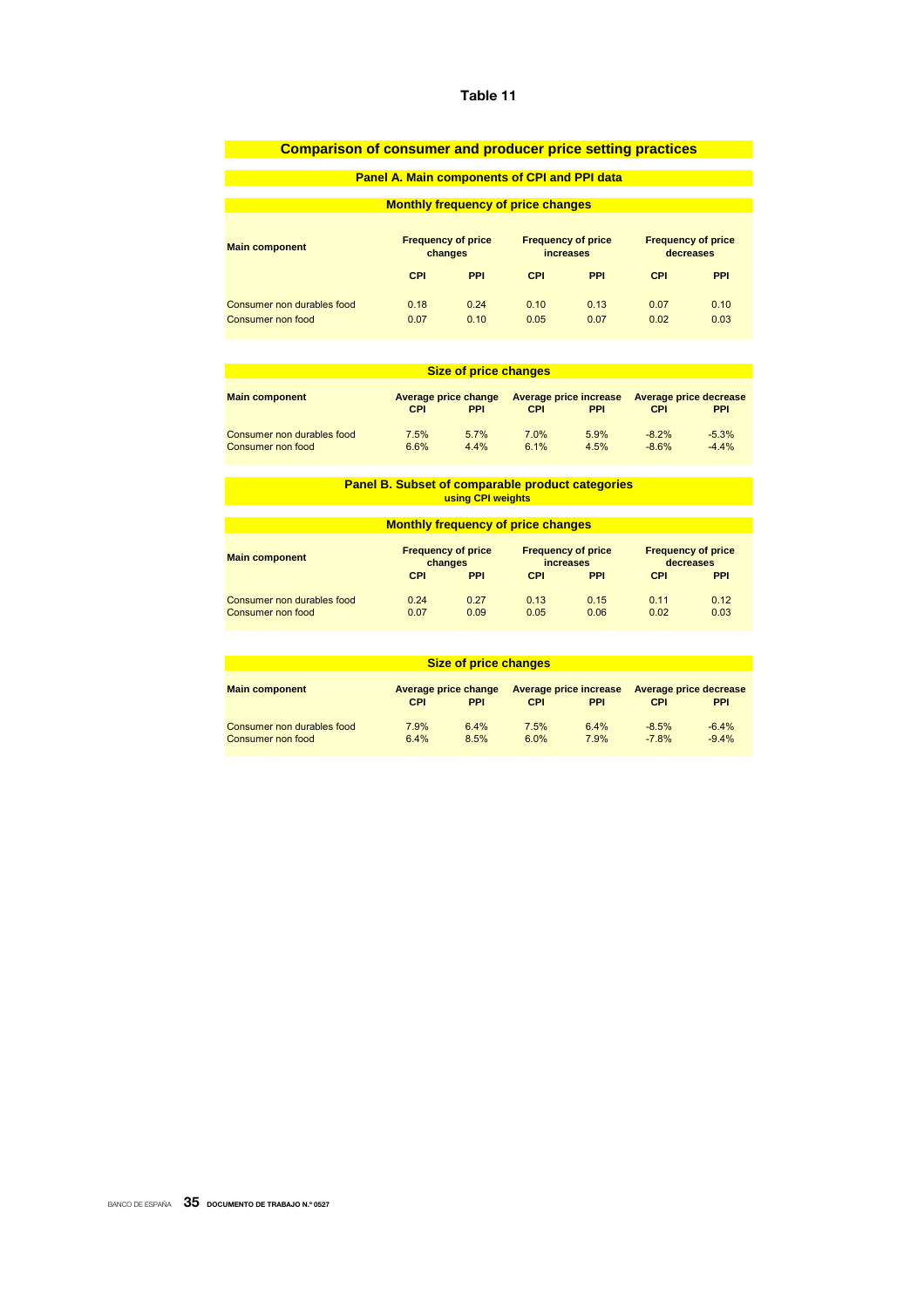# Table 11

## Comparison of consumer and producer price setting practices

### Panel A. Main components of CPI and PPI data

**Monthly frequency of price changes**

| Main component | Frequency of price changes | | Frequency of price increases | | Frequency of price decreases | |
|---|---|---|---|---|---|---|
| | CPI | PPI | CPI | PPI | CPI | PPI |
| Consumer non durables food | 0.18 | 0.24 | 0.10 | 0.13 | 0.07 | 0.10 |
| Consumer non food | 0.07 | 0.10 | 0.05 | 0.07 | 0.02 | 0.03 |

**Size of price changes**

| Main component | Average price change | | Average price increase | | Average price decrease | |
|---|---|---|---|---|---|---|
| | CPI | PPI | CPI | PPI | CPI | PPI |
| Consumer non durables food | 7.5% | 5.7% | 7.0% | 5.9% | -8.2% | -5.3% |
| Consumer non food | 6.6% | 4.4% | 6.1% | 4.5% | -8.6% | -4.4% |

### Panel B. Subset of comparable product categories
using CPI weights

**Monthly frequency of price changes**

| Main component | Frequency of price changes | | Frequency of price increases | | Frequency of price decreases | |
|---|---|---|---|---|---|---|
| | CPI | PPI | CPI | PPI | CPI | PPI |
| Consumer non durables food | 0.24 | 0.27 | 0.13 | 0.15 | 0.11 | 0.12 |
| Consumer non food | 0.07 | 0.09 | 0.05 | 0.06 | 0.02 | 0.03 |

**Size of price changes**

| Main component | Average price change | | Average price increase | | Average price decrease | |
|---|---|---|---|---|---|---|
| | CPI | PPI | CPI | PPI | CPI | PPI |
| Consumer non durables food | 7.9% | 6.4% | 7.5% | 6.4% | -8.5% | -6.4% |
| Consumer non food | 6.4% | 8.5% | 6.0% | 7.9% | -7.8% | -9.4% |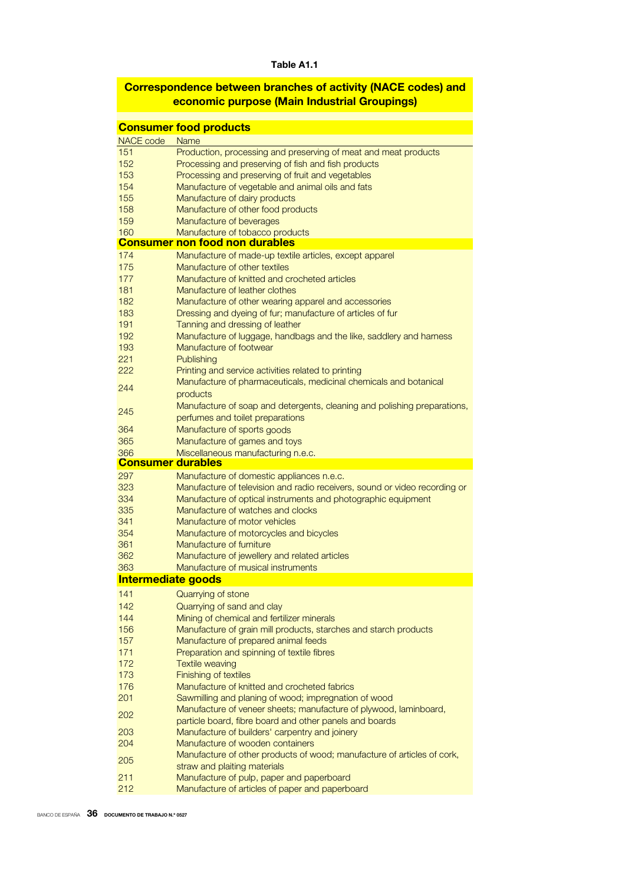**Table A1.1**

**Correspondence between branches of activity (NACE codes) and economic purpose (Main Industrial Groupings)**

| NACE code | Name |
|---|---|
| **Consumer food products** | |
| 151 | Production, processing and preserving of meat and meat products |
| 152 | Processing and preserving of fish and fish products |
| 153 | Processing and preserving of fruit and vegetables |
| 154 | Manufacture of vegetable and animal oils and fats |
| 155 | Manufacture of dairy products |
| 158 | Manufacture of other food products |
| 159 | Manufacture of beverages |
| 160 | Manufacture of tobacco products |
| **Consumer non food non durables** | |
| 174 | Manufacture of made-up textile articles, except apparel |
| 175 | Manufacture of other textiles |
| 177 | Manufacture of knitted and crocheted articles |
| 181 | Manufacture of leather clothes |
| 182 | Manufacture of other wearing apparel and accessories |
| 183 | Dressing and dyeing of fur; manufacture of articles of fur |
| 191 | Tanning and dressing of leather |
| 192 | Manufacture of luggage, handbags and the like, saddlery and harness |
| 193 | Manufacture of footwear |
| 221 | Publishing |
| 222 | Printing and service activities related to printing |
| 244 | Manufacture of pharmaceuticals, medicinal chemicals and botanical products |
| 245 | Manufacture of soap and detergents, cleaning and polishing preparations, perfumes and toilet preparations |
| 364 | Manufacture of sports goods |
| 365 | Manufacture of games and toys |
| 366 | Miscellaneous manufacturing n.e.c. |
| **Consumer durables** | |
| 297 | Manufacture of domestic appliances n.e.c. |
| 323 | Manufacture of television and radio receivers, sound or video recording or |
| 334 | Manufacture of optical instruments and photographic equipment |
| 335 | Manufacture of watches and clocks |
| 341 | Manufacture of motor vehicles |
| 354 | Manufacture of motorcycles and bicycles |
| 361 | Manufacture of furniture |
| 362 | Manufacture of jewellery and related articles |
| 363 | Manufacture of musical instruments |
| **Intermediate goods** | |
| 141 | Quarrying of stone |
| 142 | Quarrying of sand and clay |
| 144 | Mining of chemical and fertilizer minerals |
| 156 | Manufacture of grain mill products, starches and starch products |
| 157 | Manufacture of prepared animal feeds |
| 171 | Preparation and spinning of textile fibres |
| 172 | Textile weaving |
| 173 | Finishing of textiles |
| 176 | Manufacture of knitted and crocheted fabrics |
| 201 | Sawmilling and planing of wood; impregnation of wood |
| 202 | Manufacture of veneer sheets; manufacture of plywood, laminboard, particle board, fibre board and other panels and boards |
| 203 | Manufacture of builders' carpentry and joinery |
| 204 | Manufacture of wooden containers |
| 205 | Manufacture of other products of wood; manufacture of articles of cork, straw and plaiting materials |
| 211 | Manufacture of pulp, paper and paperboard |
| 212 | Manufacture of articles of paper and paperboard |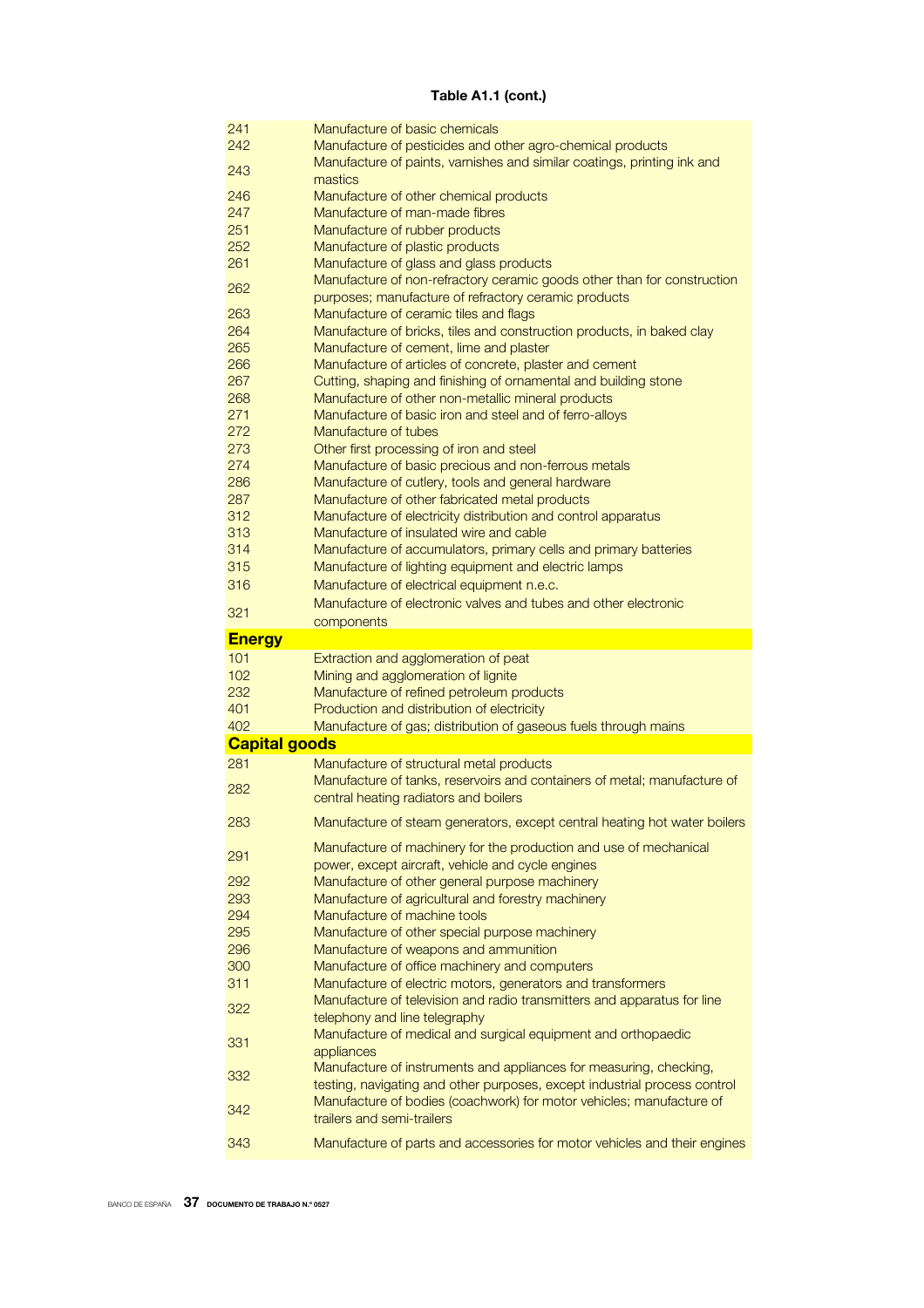**Table A1.1 (cont.)**

| | |
|---|---|
| 241 | Manufacture of basic chemicals |
| 242 | Manufacture of pesticides and other agro-chemical products |
| 243 | Manufacture of paints, varnishes and similar coatings, printing ink and mastics |
| 246 | Manufacture of other chemical products |
| 247 | Manufacture of man-made fibres |
| 251 | Manufacture of rubber products |
| 252 | Manufacture of plastic products |
| 261 | Manufacture of glass and glass products |
| 262 | Manufacture of non-refractory ceramic goods other than for construction purposes; manufacture of refractory ceramic products |
| 263 | Manufacture of ceramic tiles and flags |
| 264 | Manufacture of bricks, tiles and construction products, in baked clay |
| 265 | Manufacture of cement, lime and plaster |
| 266 | Manufacture of articles of concrete, plaster and cement |
| 267 | Cutting, shaping and finishing of ornamental and building stone |
| 268 | Manufacture of other non-metallic mineral products |
| 271 | Manufacture of basic iron and steel and of ferro-alloys |
| 272 | Manufacture of tubes |
| 273 | Other first processing of iron and steel |
| 274 | Manufacture of basic precious and non-ferrous metals |
| 286 | Manufacture of cutlery, tools and general hardware |
| 287 | Manufacture of other fabricated metal products |
| 312 | Manufacture of electricity distribution and control apparatus |
| 313 | Manufacture of insulated wire and cable |
| 314 | Manufacture of accumulators, primary cells and primary batteries |
| 315 | Manufacture of lighting equipment and electric lamps |
| 316 | Manufacture of electrical equipment n.e.c. |
| 321 | Manufacture of electronic valves and tubes and other electronic components |
| **Energy** | |
| 101 | Extraction and agglomeration of peat |
| 102 | Mining and agglomeration of lignite |
| 232 | Manufacture of refined petroleum products |
| 401 | Production and distribution of electricity |
| 402 | Manufacture of gas; distribution of gaseous fuels through mains |
| **Capital goods** | |
| 281 | Manufacture of structural metal products |
| 282 | Manufacture of tanks, reservoirs and containers of metal; manufacture of central heating radiators and boilers |
| 283 | Manufacture of steam generators, except central heating hot water boilers |
| 291 | Manufacture of machinery for the production and use of mechanical power, except aircraft, vehicle and cycle engines |
| 292 | Manufacture of other general purpose machinery |
| 293 | Manufacture of agricultural and forestry machinery |
| 294 | Manufacture of machine tools |
| 295 | Manufacture of other special purpose machinery |
| 296 | Manufacture of weapons and ammunition |
| 300 | Manufacture of office machinery and computers |
| 311 | Manufacture of electric motors, generators and transformers |
| 322 | Manufacture of television and radio transmitters and apparatus for line telephony and line telegraphy |
| 331 | Manufacture of medical and surgical equipment and orthopaedic appliances |
| 332 | Manufacture of instruments and appliances for measuring, checking, testing, navigating and other purposes, except industrial process control |
| 342 | Manufacture of bodies (coachwork) for motor vehicles; manufacture of trailers and semi-trailers |
| 343 | Manufacture of parts and accessories for motor vehicles and their engines |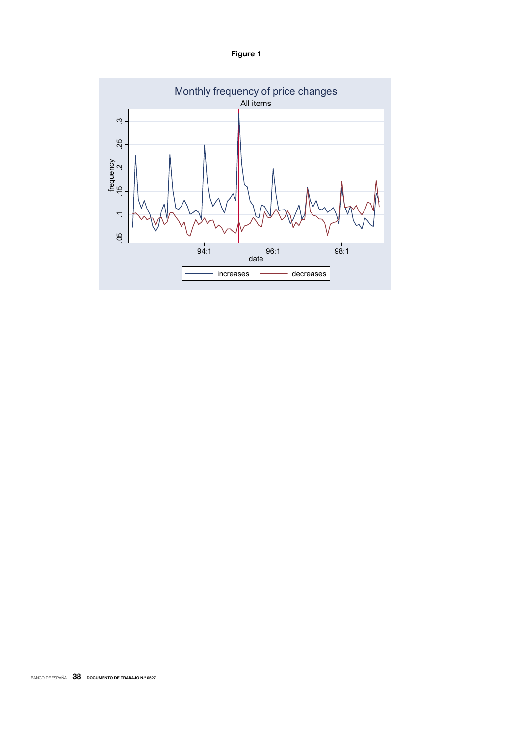**Figure 1**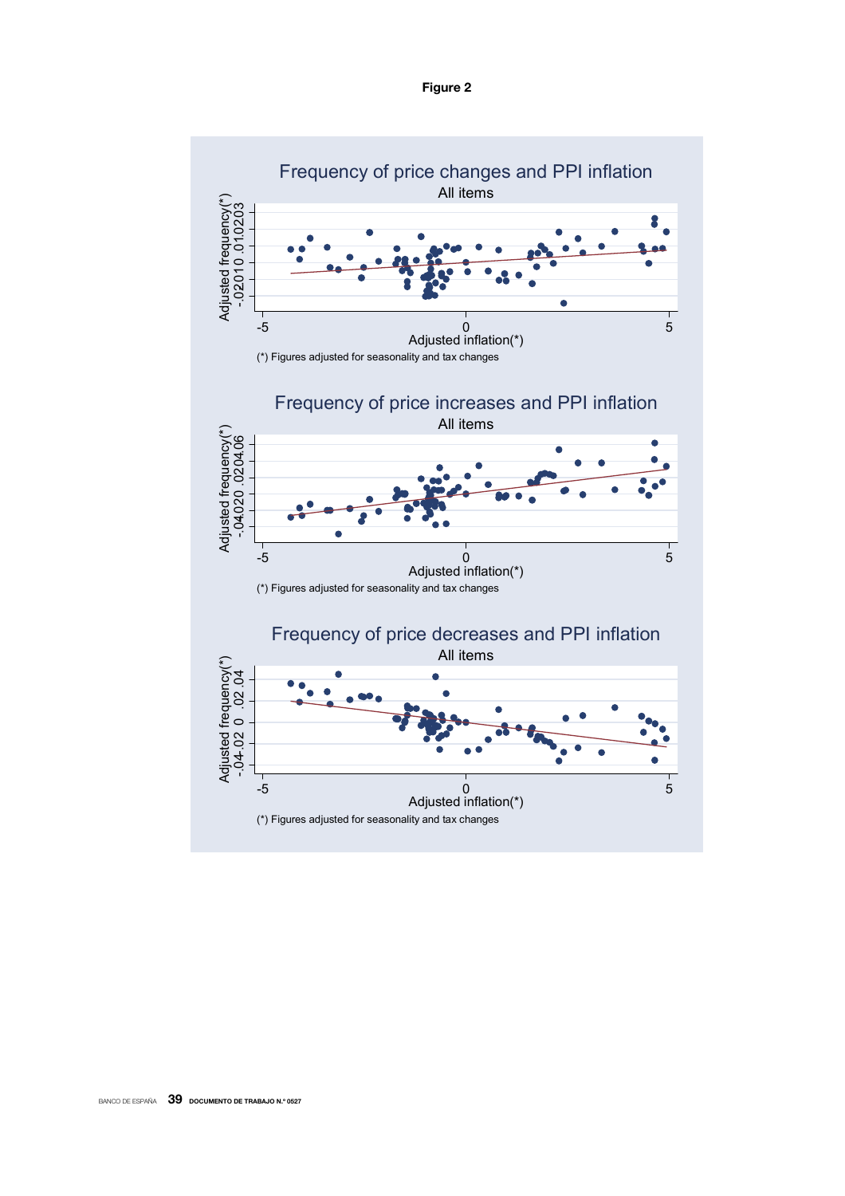**Figure 2**

Frequency of price changes and PPI inflation

All items

(*) Figures adjusted for seasonality and tax changes

Frequency of price increases and PPI inflation

All items

(*) Figures adjusted for seasonality and tax changes

Frequency of price decreases and PPI inflation

All items

(*) Figures adjusted for seasonality and tax changes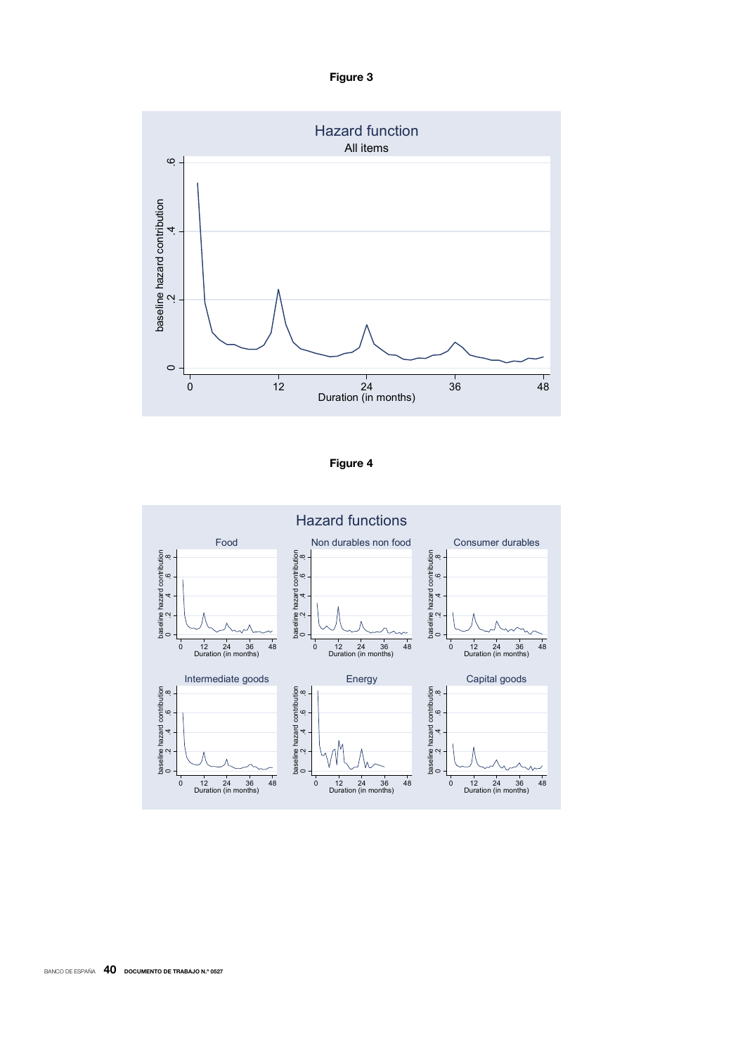**Figure 3**

**Figure 4**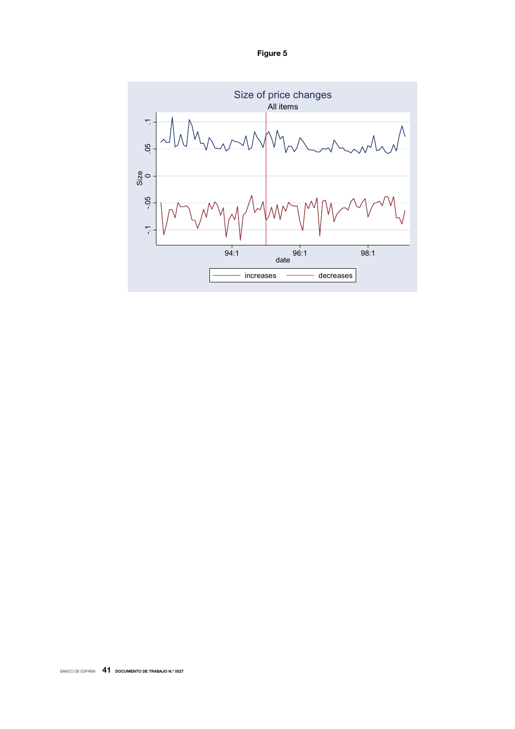**Figure 5**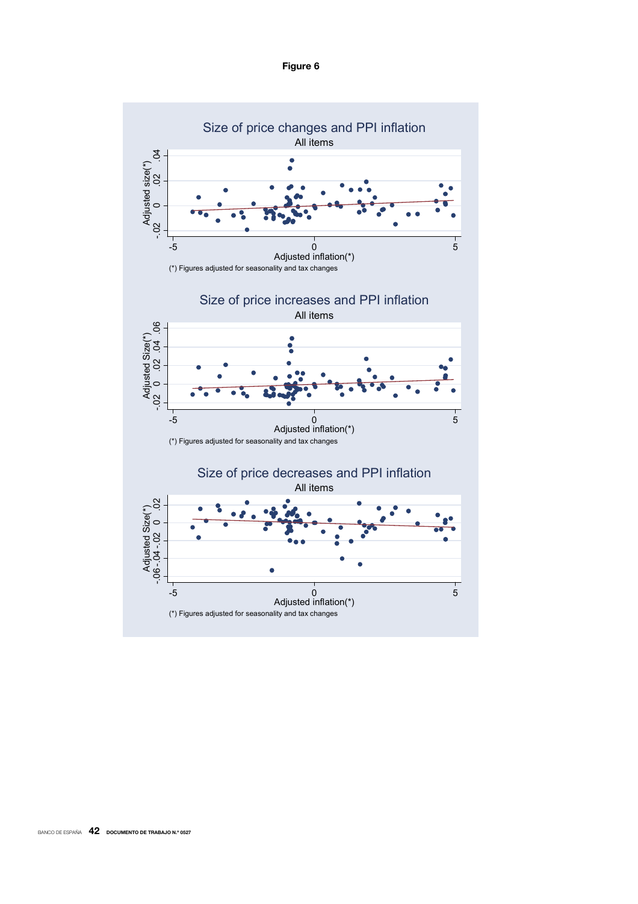**Figure 6**

## Size of price changes and PPI inflation

All items

Adjusted size(*)

Adjusted inflation(*)

(*) Figures adjusted for seasonality and tax changes

## Size of price increases and PPI inflation

All items

Adjusted Size(*)

Adjusted inflation(*)

(*) Figures adjusted for seasonality and tax changes

## Size of price decreases and PPI inflation

All items

Adjusted Size(*)

Adjusted inflation(*)

(*) Figures adjusted for seasonality and tax changes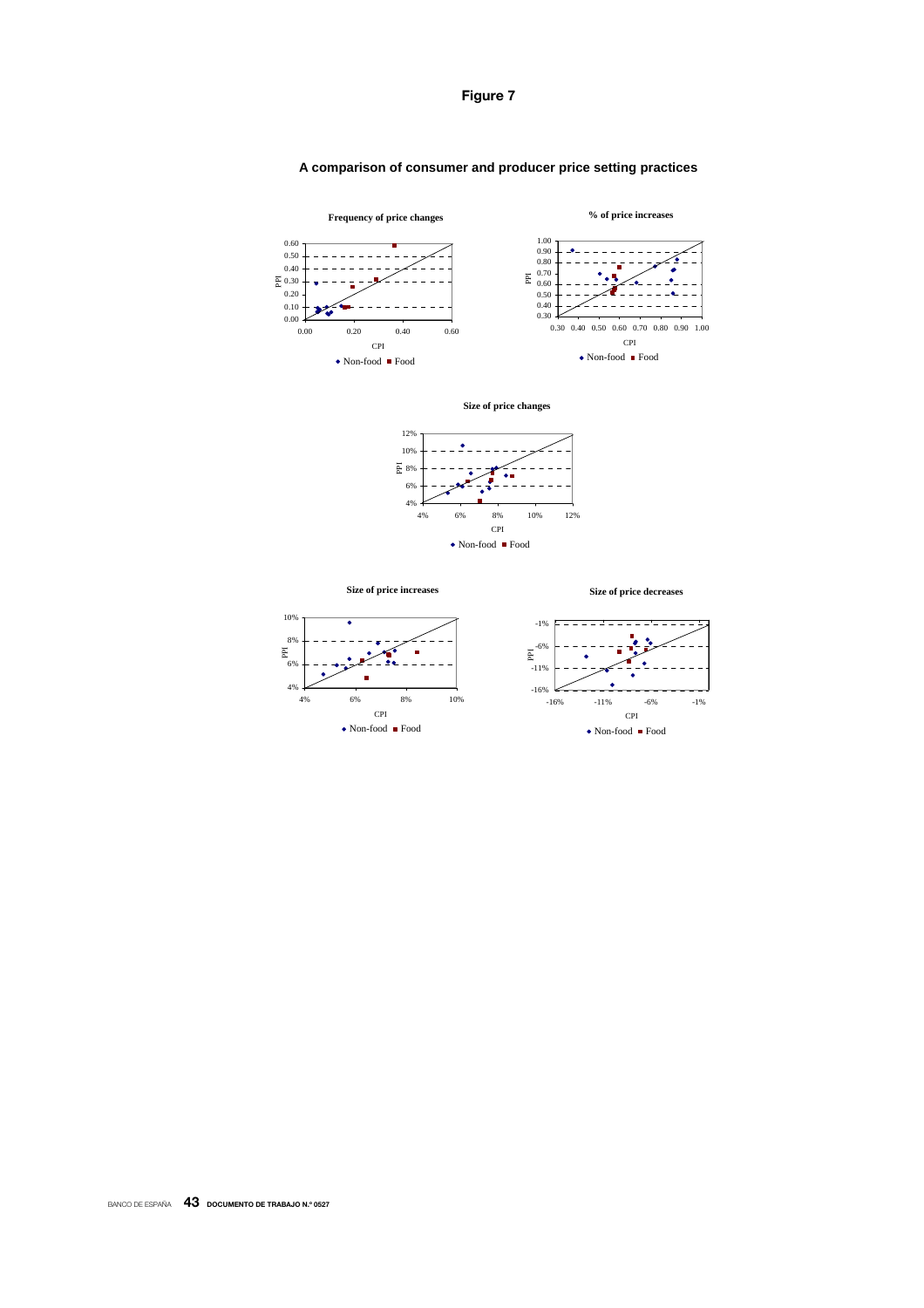# Figure 7

## A comparison of consumer and producer price setting practices

**Frequency of price changes**

**% of price increases**

**Size of price changes**

**Size of price increases**

**Size of price decreases**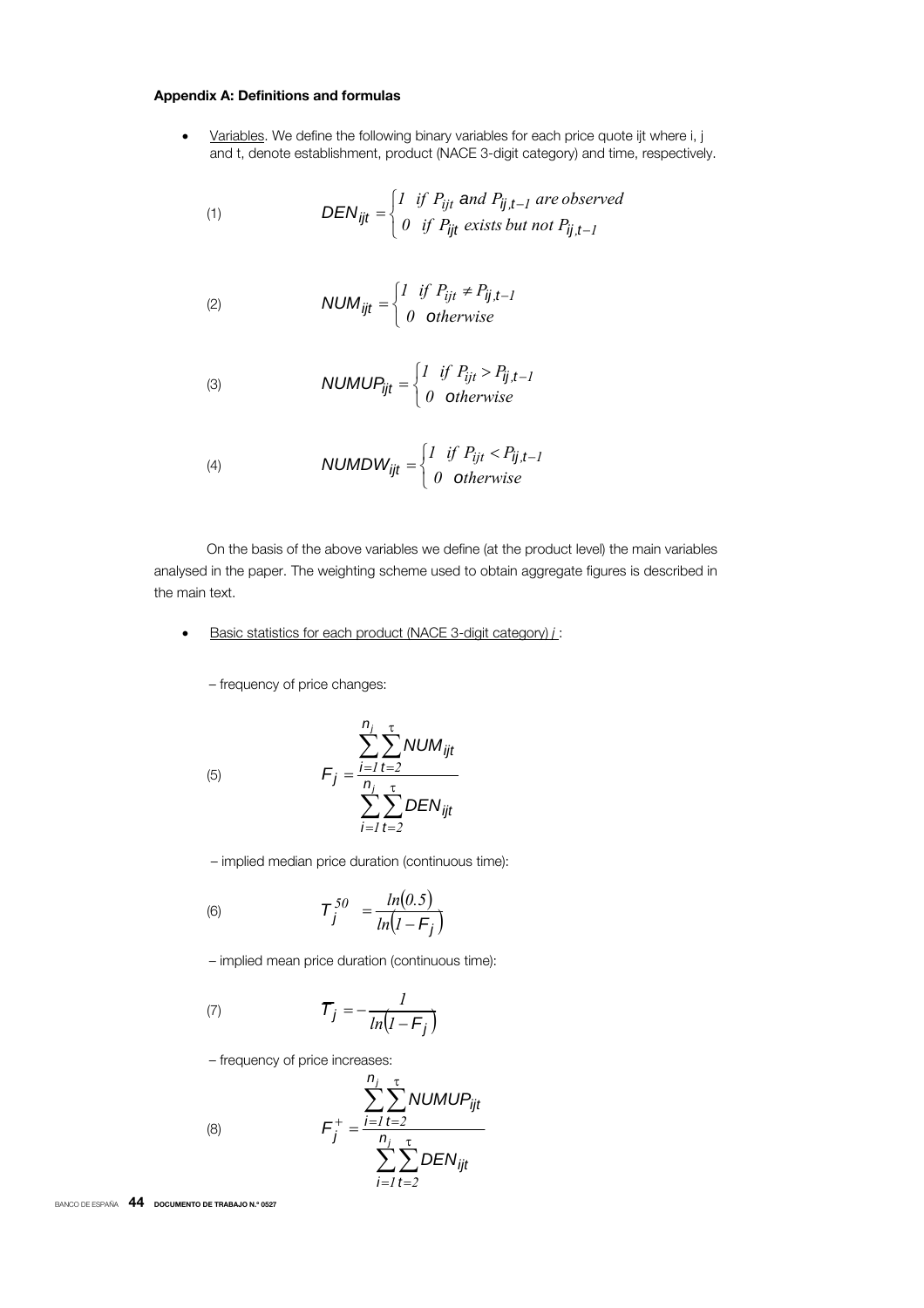**Appendix A: Definitions and formulas**

- Variables. We define the following binary variables for each price quote ijt where i, j and t, denote establishment, product (NACE 3-digit category) and time, respectively.

$$DEN_{ijt} = \begin{cases} 1 & \text{if } P_{ijt} \text{ and } P_{ij,t-1} \text{ are observed} \\ 0 & \text{if } P_{ijt} \text{ exists but not } P_{ij,t-1} \end{cases} \tag{1}$$

$$NUM_{ijt} = \begin{cases} 1 & \text{if } P_{ijt} \neq P_{ij,t-1} \\ 0 & \text{otherwise} \end{cases} \tag{2}$$

$$NUMUP_{ijt} = \begin{cases} 1 & \text{if } P_{ijt} > P_{ij,t-1} \\ 0 & \text{otherwise} \end{cases} \tag{3}$$

$$NUMDW_{ijt} = \begin{cases} 1 & \text{if } P_{ijt} < P_{ij,t-1} \\ 0 & \text{otherwise} \end{cases} \tag{4}$$

On the basis of the above variables we define (at the product level) the main variables analysed in the paper. The weighting scheme used to obtain aggregate figures is described in the main text.

- Basic statistics for each product (NACE 3-digit category) *j* :

– frequency of price changes:

$$F_j = \frac{\sum_{i=1}^{n_j} \sum_{t=2}^{\tau} NUM_{ijt}}{\sum_{i=1}^{n_j} \sum_{t=2}^{\tau} DEN_{ijt}} \tag{5}$$

– implied median price duration (continuous time):

$$T_j^{50} = \frac{ln(0.5)}{ln(1 - F_j)} \tag{6}$$

– implied mean price duration (continuous time):

$$\overline{T}_j = -\frac{1}{ln(1 - F_j)} \tag{7}$$

– frequency of price increases:

$$F_j^{+} = \frac{\sum_{i=1}^{n_j} \sum_{t=2}^{\tau} NUMUP_{ijt}}{\sum_{i=1}^{n_j} \sum_{t=2}^{\tau} DEN_{ijt}} \tag{8}$$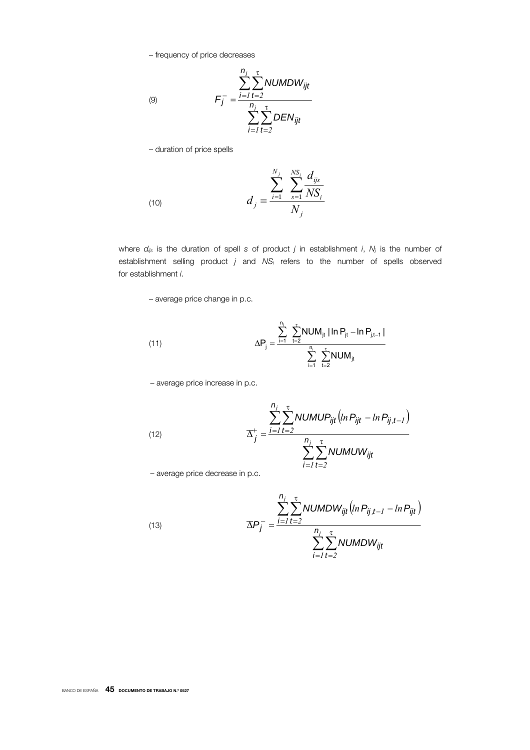– frequency of price decreases

$$F_j^- = \frac{\sum_{i=1}^{n_j}\sum_{t=2}^{\tau} NUMDW_{ijt}}{\sum_{i=1}^{n_j}\sum_{t=2}^{\tau} DEN_{ijt}} \tag{9}$$

– duration of price spells

$$d_j = \frac{\sum_{i=1}^{N_j}\sum_{s=1}^{NS_i} \frac{d_{ijs}}{NS_i}}{N_j} \tag{10}$$

where $d_{ijs}$ is the duration of spell $s$ of product $j$ in establishment $i$, $N_j$ is the number of establishment selling product $j$ and $NS_i$ refers to the number of spells observed for establishment $i$.

– average price change in p.c.

$$\Delta P_j = \frac{\sum_{i=1}^{n_i}\sum_{t=2}^{\tau} NUM_{jt}\,|\ln P_{jt} - \ln P_{j,t-1}|}{\sum_{i=1}^{n_i}\sum_{t=2}^{\tau} NUM_{jt}} \tag{11}$$

– average price increase in p.c.

$$\overline{\Delta}_j^+ = \frac{\sum_{i=1}^{n_j}\sum_{t=2}^{\tau} NUMUP_{ijt}\left(ln\,P_{ijt} - ln\,P_{ij,t-1}\right)}{\sum_{i=1}^{n_j}\sum_{t=2}^{\tau} NUMUW_{ijt}} \tag{12}$$

– average price decrease in p.c.

$$\overline{\Delta}P_j^- = \frac{\sum_{i=1}^{n_j}\sum_{t=2}^{\tau} NUMDW_{ijt}\left(ln\,P_{ij,t-1} - ln\,P_{ijt}\right)}{\sum_{i=1}^{n_j}\sum_{t=2}^{\tau} NUMDW_{ijt}} \tag{13}$$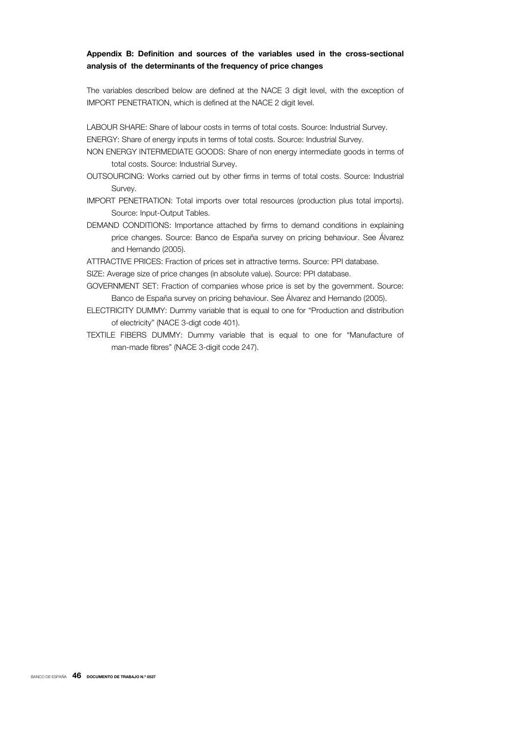**Appendix B: Definition and sources of the variables used in the cross-sectional analysis of the determinants of the frequency of price changes**

The variables described below are defined at the NACE 3 digit level, with the exception of IMPORT PENETRATION, which is defined at the NACE 2 digit level.

LABOUR SHARE: Share of labour costs in terms of total costs. Source: Industrial Survey.

ENERGY: Share of energy inputs in terms of total costs. Source: Industrial Survey.

NON ENERGY INTERMEDIATE GOODS: Share of non energy intermediate goods in terms of total costs. Source: Industrial Survey.

OUTSOURCING: Works carried out by other firms in terms of total costs. Source: Industrial Survey.

IMPORT PENETRATION: Total imports over total resources (production plus total imports). Source: Input-Output Tables.

DEMAND CONDITIONS: Importance attached by firms to demand conditions in explaining price changes. Source: Banco de España survey on pricing behaviour. See Álvarez and Hernando (2005).

ATTRACTIVE PRICES: Fraction of prices set in attractive terms. Source: PPI database.

SIZE: Average size of price changes (in absolute value). Source: PPI database.

GOVERNMENT SET: Fraction of companies whose price is set by the government. Source: Banco de España survey on pricing behaviour. See Álvarez and Hernando (2005).

ELECTRICITY DUMMY: Dummy variable that is equal to one for "Production and distribution of electricity" (NACE 3-digt code 401).

TEXTILE FIBERS DUMMY: Dummy variable that is equal to one for "Manufacture of man-made fibres" (NACE 3-digit code 247).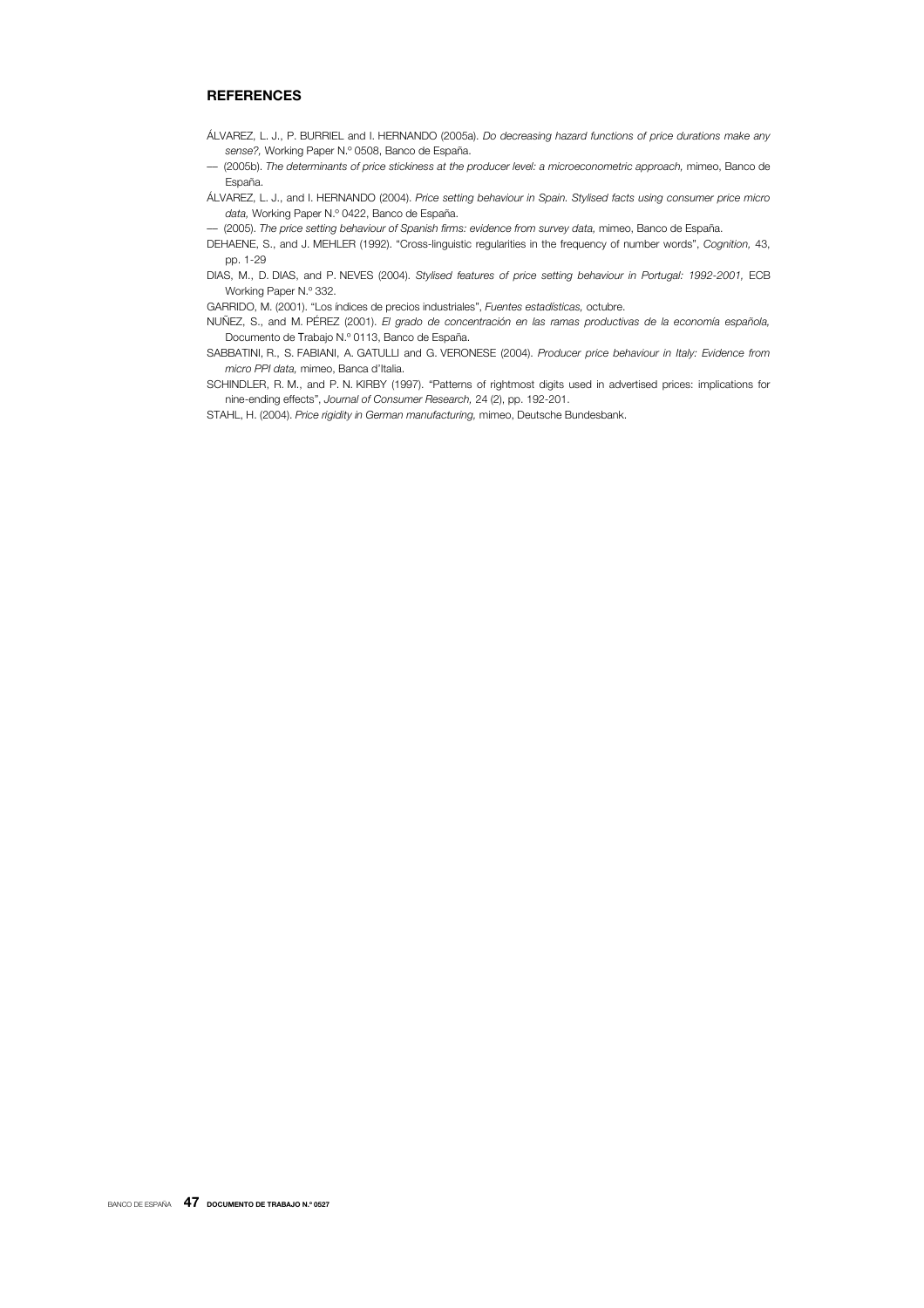## REFERENCES

ÁLVAREZ, L. J., P. BURRIEL and I. HERNANDO (2005a). *Do decreasing hazard functions of price durations make any sense?,* Working Paper N.º 0508, Banco de España.

— (2005b). *The determinants of price stickiness at the producer level: a microeconometric approach,* mimeo, Banco de España.

ÁLVAREZ, L. J., and I. HERNANDO (2004). *Price setting behaviour in Spain. Stylised facts using consumer price micro data,* Working Paper N.º 0422, Banco de España.

— (2005). *The price setting behaviour of Spanish firms: evidence from survey data,* mimeo, Banco de España.

DEHAENE, S., and J. MEHLER (1992). "Cross-linguistic regularities in the frequency of number words", *Cognition,* 43, pp. 1-29

DIAS, M., D. DIAS, and P. NEVES (2004). *Stylised features of price setting behaviour in Portugal: 1992-2001,* ECB Working Paper N.º 332.

GARRIDO, M. (2001). "Los índices de precios industriales", *Fuentes estadísticas,* octubre.

NUÑEZ, S., and M. PÉREZ (2001). *El grado de concentración en las ramas productivas de la economía española,* Documento de Trabajo N.º 0113, Banco de España.

SABBATINI, R., S. FABIANI, A. GATULLI and G. VERONESE (2004). *Producer price behaviour in Italy: Evidence from micro PPI data,* mimeo, Banca d'Italia.

SCHINDLER, R. M., and P. N. KIRBY (1997). "Patterns of rightmost digits used in advertised prices: implications for nine-ending effects", *Journal of Consumer Research,* 24 (2), pp. 192-201.

STAHL, H. (2004). *Price rigidity in German manufacturing,* mimeo, Deutsche Bundesbank.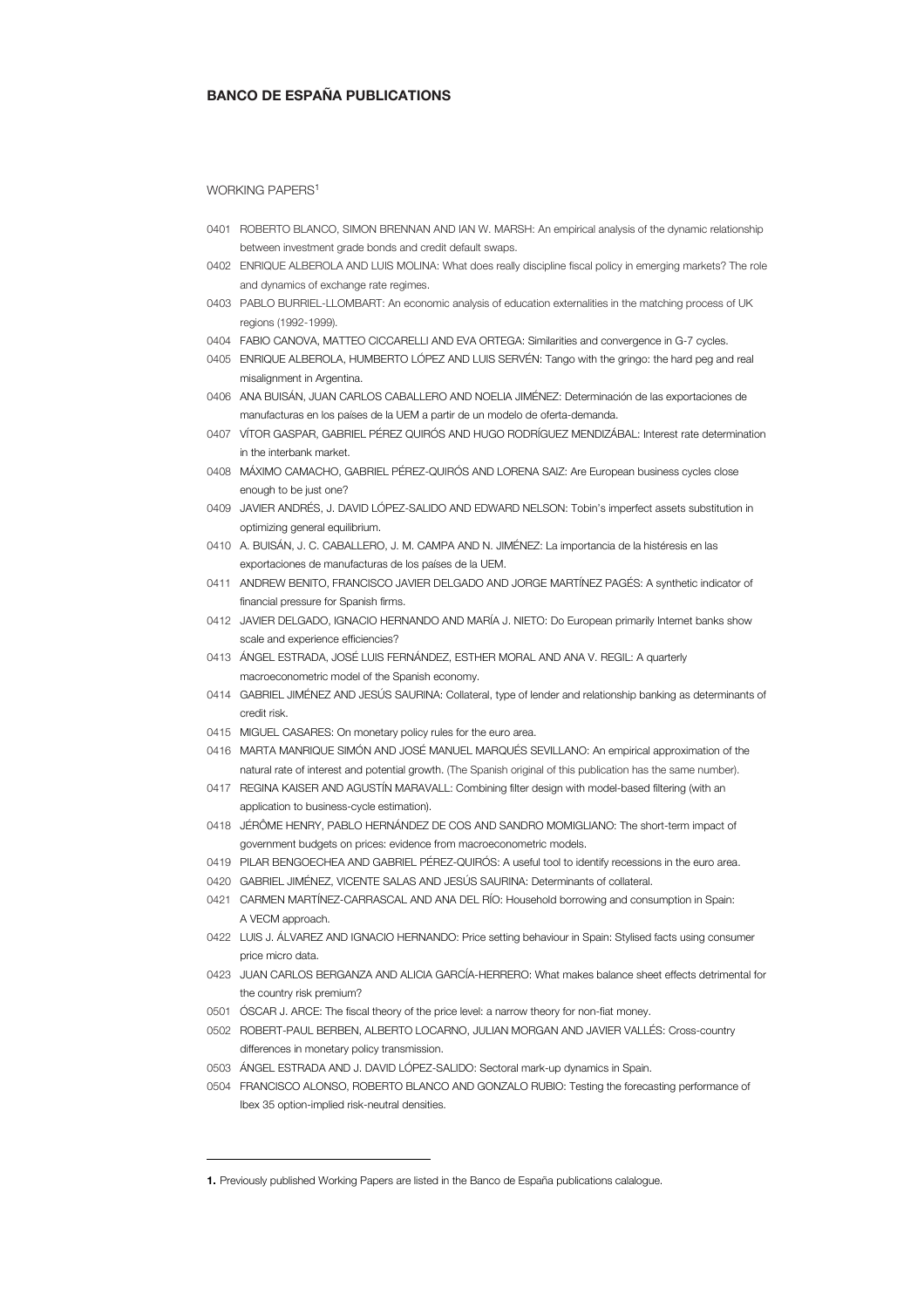## BANCO DE ESPAÑA PUBLICATIONS

WORKING PAPERS[1]

0401 ROBERTO BLANCO, SIMON BRENNAN AND IAN W. MARSH: An empirical analysis of the dynamic relationship between investment grade bonds and credit default swaps.

0402 ENRIQUE ALBEROLA AND LUIS MOLINA: What does really discipline fiscal policy in emerging markets? The role and dynamics of exchange rate regimes.

0403 PABLO BURRIEL-LLOMBART: An economic analysis of education externalities in the matching process of UK regions (1992-1999).

0404 FABIO CANOVA, MATTEO CICCARELLI AND EVA ORTEGA: Similarities and convergence in G-7 cycles.

0405 ENRIQUE ALBEROLA, HUMBERTO LÓPEZ AND LUIS SERVÉN: Tango with the gringo: the hard peg and real misalignment in Argentina.

0406 ANA BUISÁN, JUAN CARLOS CABALLERO AND NOELIA JIMÉNEZ: Determinación de las exportaciones de manufacturas en los países de la UEM a partir de un modelo de oferta-demanda.

0407 VÍTOR GASPAR, GABRIEL PÉREZ QUIRÓS AND HUGO RODRÍGUEZ MENDIZÁBAL: Interest rate determination in the interbank market.

0408 MÁXIMO CAMACHO, GABRIEL PÉREZ-QUIRÓS AND LORENA SAIZ: Are European business cycles close enough to be just one?

0409 JAVIER ANDRÉS, J. DAVID LÓPEZ-SALIDO AND EDWARD NELSON: Tobin's imperfect assets substitution in optimizing general equilibrium.

0410 A. BUISÁN, J. C. CABALLERO, J. M. CAMPA AND N. JIMÉNEZ: La importancia de la histéresis en las exportaciones de manufacturas de los países de la UEM.

0411 ANDREW BENITO, FRANCISCO JAVIER DELGADO AND JORGE MARTÍNEZ PAGÉS: A synthetic indicator of financial pressure for Spanish firms.

0412 JAVIER DELGADO, IGNACIO HERNANDO AND MARÍA J. NIETO: Do European primarily Internet banks show scale and experience efficiencies?

0413 ÁNGEL ESTRADA, JOSÉ LUIS FERNÁNDEZ, ESTHER MORAL AND ANA V. REGIL: A quarterly macroeconometric model of the Spanish economy.

0414 GABRIEL JIMÉNEZ AND JESÚS SAURINA: Collateral, type of lender and relationship banking as determinants of credit risk.

0415 MIGUEL CASARES: On monetary policy rules for the euro area.

0416 MARTA MANRIQUE SIMÓN AND JOSÉ MANUEL MARQUÉS SEVILLANO: An empirical approximation of the natural rate of interest and potential growth. (The Spanish original of this publication has the same number).

0417 REGINA KAISER AND AGUSTÍN MARAVALL: Combining filter design with model-based filtering (with an application to business-cycle estimation).

0418 JÉRÔME HENRY, PABLO HERNÁNDEZ DE COS AND SANDRO MOMIGLIANO: The short-term impact of government budgets on prices: evidence from macroeconometric models.

0419 PILAR BENGOECHEA AND GABRIEL PÉREZ-QUIRÓS: A useful tool to identify recessions in the euro area.

0420 GABRIEL JIMÉNEZ, VICENTE SALAS AND JESÚS SAURINA: Determinants of collateral.

0421 CARMEN MARTÍNEZ-CARRASCAL AND ANA DEL RÍO: Household borrowing and consumption in Spain: A VECM approach.

0422 LUIS J. ÁLVAREZ AND IGNACIO HERNANDO: Price setting behaviour in Spain: Stylised facts using consumer price micro data.

0423 JUAN CARLOS BERGANZA AND ALICIA GARCÍA-HERRERO: What makes balance sheet effects detrimental for the country risk premium?

0501 ÓSCAR J. ARCE: The fiscal theory of the price level: a narrow theory for non-fiat money.

0502 ROBERT-PAUL BERBEN, ALBERTO LOCARNO, JULIAN MORGAN AND JAVIER VALLÉS: Cross-country differences in monetary policy transmission.

0503 ÁNGEL ESTRADA AND J. DAVID LÓPEZ-SALIDO: Sectoral mark-up dynamics in Spain.

0504 FRANCISCO ALONSO, ROBERTO BLANCO AND GONZALO RUBIO: Testing the forecasting performance of Ibex 35 option-implied risk-neutral densities.

---

**1.** Previously published Working Papers are listed in the Banco de España publications calalogue.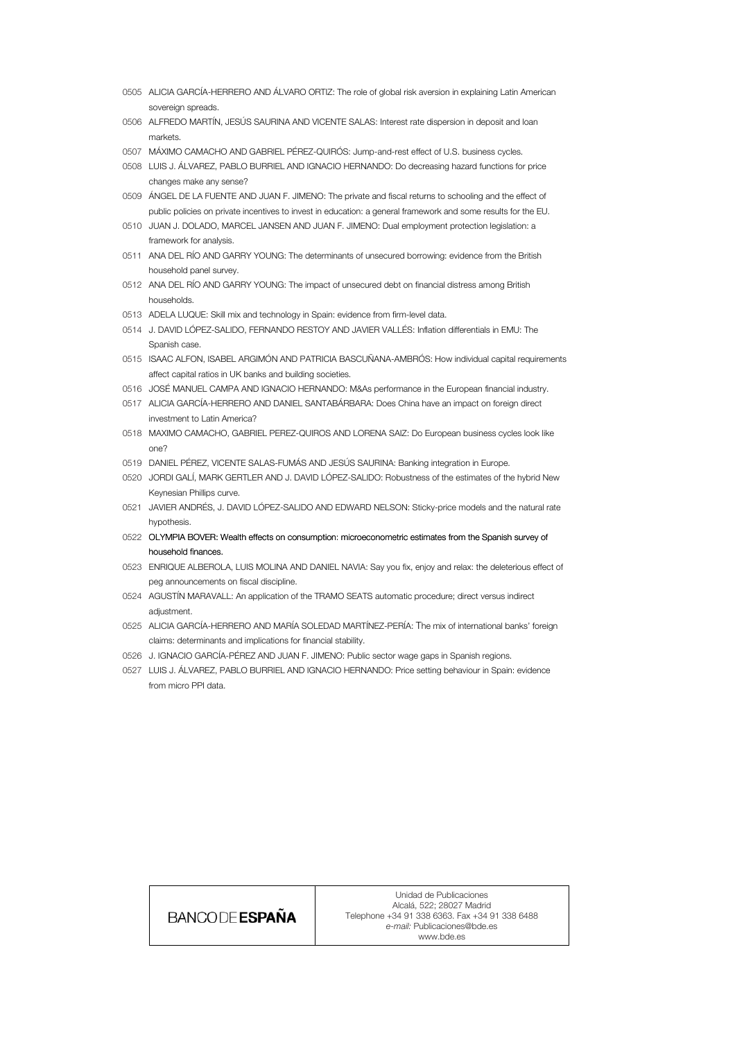0505 ALICIA GARCÍA-HERRERO AND ÁLVARO ORTIZ: The role of global risk aversion in explaining Latin American sovereign spreads.

0506 ALFREDO MARTÍN, JESÚS SAURINA AND VICENTE SALAS: Interest rate dispersion in deposit and loan markets.

0507 MÁXIMO CAMACHO AND GABRIEL PÉREZ-QUIRÓS: Jump-and-rest effect of U.S. business cycles.

0508 LUIS J. ÁLVAREZ, PABLO BURRIEL AND IGNACIO HERNANDO: Do decreasing hazard functions for price changes make any sense?

0509 ÁNGEL DE LA FUENTE AND JUAN F. JIMENO: The private and fiscal returns to schooling and the effect of public policies on private incentives to invest in education: a general framework and some results for the EU.

0510 JUAN J. DOLADO, MARCEL JANSEN AND JUAN F. JIMENO: Dual employment protection legislation: a framework for analysis.

0511 ANA DEL RÍO AND GARRY YOUNG: The determinants of unsecured borrowing: evidence from the British household panel survey.

0512 ANA DEL RÍO AND GARRY YOUNG: The impact of unsecured debt on financial distress among British households.

0513 ADELA LUQUE: Skill mix and technology in Spain: evidence from firm-level data.

0514 J. DAVID LÓPEZ-SALIDO, FERNANDO RESTOY AND JAVIER VALLÉS: Inflation differentials in EMU: The Spanish case.

0515 ISAAC ALFON, ISABEL ARGIMÓN AND PATRICIA BASCUÑANA-AMBRÓS: How individual capital requirements affect capital ratios in UK banks and building societies.

0516 JOSÉ MANUEL CAMPA AND IGNACIO HERNANDO: M&As performance in the European financial industry.

0517 ALICIA GARCÍA-HERRERO AND DANIEL SANTABÁRBARA: Does China have an impact on foreign direct investment to Latin America?

0518 MAXIMO CAMACHO, GABRIEL PEREZ-QUIROS AND LORENA SAIZ: Do European business cycles look like one?

0519 DANIEL PÉREZ, VICENTE SALAS-FUMÁS AND JESÚS SAURINA: Banking integration in Europe.

0520 JORDI GALÍ, MARK GERTLER AND J. DAVID LÓPEZ-SALIDO: Robustness of the estimates of the hybrid New Keynesian Phillips curve.

0521 JAVIER ANDRÉS, J. DAVID LÓPEZ-SALIDO AND EDWARD NELSON: Sticky-price models and the natural rate hypothesis.

0522 OLYMPIA BOVER: Wealth effects on consumption: microeconometric estimates from the Spanish survey of household finances.

0523 ENRIQUE ALBEROLA, LUIS MOLINA AND DANIEL NAVIA: Say you fix, enjoy and relax: the deleterious effect of peg announcements on fiscal discipline.

0524 AGUSTÍN MARAVALL: An application of the TRAMO SEATS automatic procedure; direct versus indirect adjustment.

0525 ALICIA GARCÍA-HERRERO AND MARÍA SOLEDAD MARTÍNEZ-PERÍA: The mix of international banks' foreign claims: determinants and implications for financial stability.

0526 J. IGNACIO GARCÍA-PÉREZ AND JUAN F. JIMENO: Public sector wage gaps in Spanish regions.

0527 LUIS J. ÁLVAREZ, PABLO BURRIEL AND IGNACIO HERNANDO: Price setting behaviour in Spain: evidence from micro PPI data.

| BANCO DE **ESPAÑA** | Unidad de Publicaciones<br>Alcalá, 522; 28027 Madrid<br>Telephone +34 91 338 6363. Fax +34 91 338 6488<br>*e-mail:* Publicaciones@bde.es<br>www.bde.es |
| --- | --- |